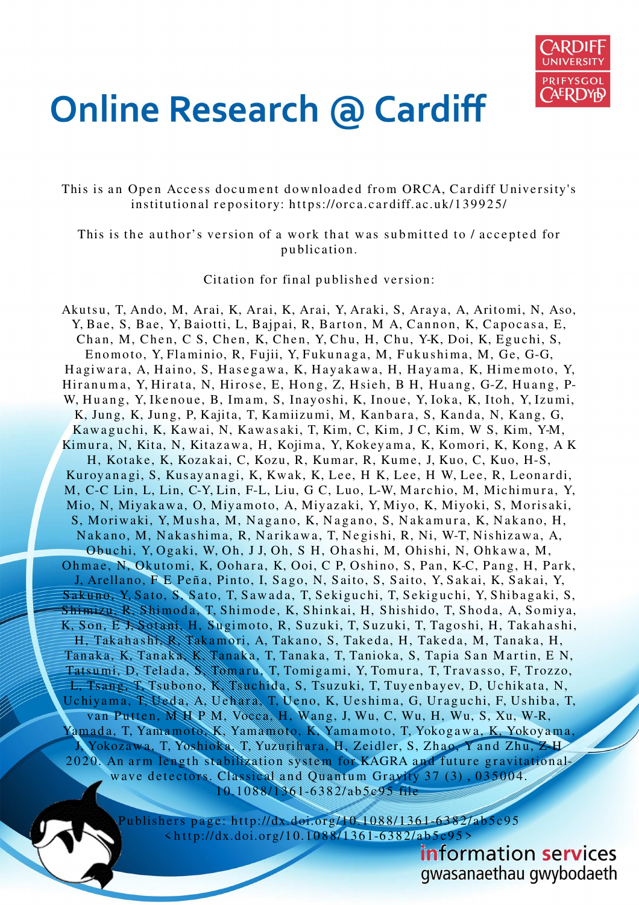# Online Research @ Cardiff

This is an Open Access document downloaded from ORCA, Cardiff University's institutional repository: https://orca.cardiff.ac.uk/139925/

This is the author's version of a work that was submitted to / accepted for publication.

Citation for final published version:

Akutsu, T, Ando, M, Arai, K, Arai, K, Arai, Y, Araki, S, Araya, A, Aritomi, N, Aso, Y, Bae, S, Bae, Y, Baiotti, L, Bajpai, R, Barton, M A, Cannon, K, Capocasa, E, Chan, M, Chen, C S, Chen, K, Chen, Y, Chu, H, Chu, Y-K, Doi, K, Eguchi, S, Enomoto, Y, Flaminio, R, Fujii, Y, Fukunaga, M, Fukushima, M, Ge, G-G, Hagiwara, A, Haino, S, Hasegawa, K, Hayakawa, H, Hayama, K, Himemoto, Y, Hiranuma, Y, Hirata, N, Hirose, E, Hong, Z, Hsieh, B H, Huang, G-Z, Huang, P-W, Huang, Y, Ikenoue, B, Imam, S, Inayoshi, K, Inoue, Y, Ioka, K, Itoh, Y, Izumi, K, Jung, K, Jung, P, Kajita, T, Kamiizumi, M, Kanbara, S, Kanda, N, Kang, G, Kawaguchi, K, Kawai, N, Kawasaki, T, Kim, C, Kim, J C, Kim, W S, Kim, Y-M, Kimura, N, Kita, N, Kitazawa, H, Kojima, Y, Kokeyama, K, Komori, K, Kong, A K H, Kotake, K, Kozakai, C, Kozu, R, Kumar, R, Kume, J, Kuo, C, Kuo, H-S, Kuroyanagi, S, Kusayanagi, K, Kwak, K, Lee, H K, Lee, H W, Lee, R, Leonardi, M, C-C Lin, L, Lin, C-Y, Lin, F-L, Liu, G C, Luo, L-W, Marchio, M, Michimura, Y, Mio, N, Miyakawa, O, Miyamoto, A, Miyazaki, Y, Miyo, K, Miyoki, S, Morisaki, S, Moriwaki, Y, Musha, M, Nagano, K, Nagano, S, Nakamura, K, Nakano, H, Nakano, M, Nakashima, R, Narikawa, T, Negishi, R, Ni, W-T, Nishizawa, A, Obuchi, Y, Ogaki, W, Oh, J J, Oh, S H, Ohashi, M, Ohishi, N, Ohkawa, M, Ohmae, N, Okutomi, K, Oohara, K, Ooi, C P, Oshino, S, Pan, K-C, Pang, H, Park, J, Arellano, F E Peña, Pinto, I, Sago, N, Saito, S, Saito, Y, Sakai, K, Sakai, Y, Sakuno, Y, Sato, S, Sato, T, Sawada, T, Sekiguchi, T, Sekiguchi, Y, Shibagaki, S, Shimizu, R, Shimoda, T, Shimode, K, Shinkai, H, Shishido, T, Shoda, A, Somiya, K, Son, E J, Sotani, H, Sugimoto, R, Suzuki, T, Suzuki, T, Tagoshi, H, Takahashi, H, Takahashi, R, Takamori, A, Takano, S, Takeda, H, Takeda, M, Tanaka, H, Tanaka, K, Tanaka, K, Tanaka, T, Tanaka, T, Tanioka, S, Tapia San Martin, E N, Tatsumi, D, Telada, S, Tomaru, T, Tomigami, Y, Tomura, T, Travasso, F, Trozzo, L, Tsang, T, Tsubono, K, Tsuchida, S, Tsuzuki, T, Tuyenbayev, D, Uchikata, N, Uchiyama, T, Ueda, A, Uehara, T, Ueno, K, Ueshima, G, Uraguchi, F, Ushiba, T, van Putten, M H P M, Vocca, H, Wang, J, Wu, C, Wu, H, Wu, S, Xu, W-R, Yamada, T, Yamamoto, K, Yamamoto, K, Yamamoto, T, Yokogawa, K, Yokoyama, J, Yokozawa, T, Yoshioka, T, Yuzurihara, H, Zeidler, S, Zhao, Y and Zhu, Z-H 2020. An arm length stabilization system for KAGRA and future gravitational-wave detectors. Classical and Quantum Gravity 37 (3) , 035004. 10.1088/1361-6382/ab5c95 file

Publishers page: http://dx.doi.org/10.1088/1361-6382/ab5c95 <http://dx.doi.org/10.1088/1361-6382/ab5c95>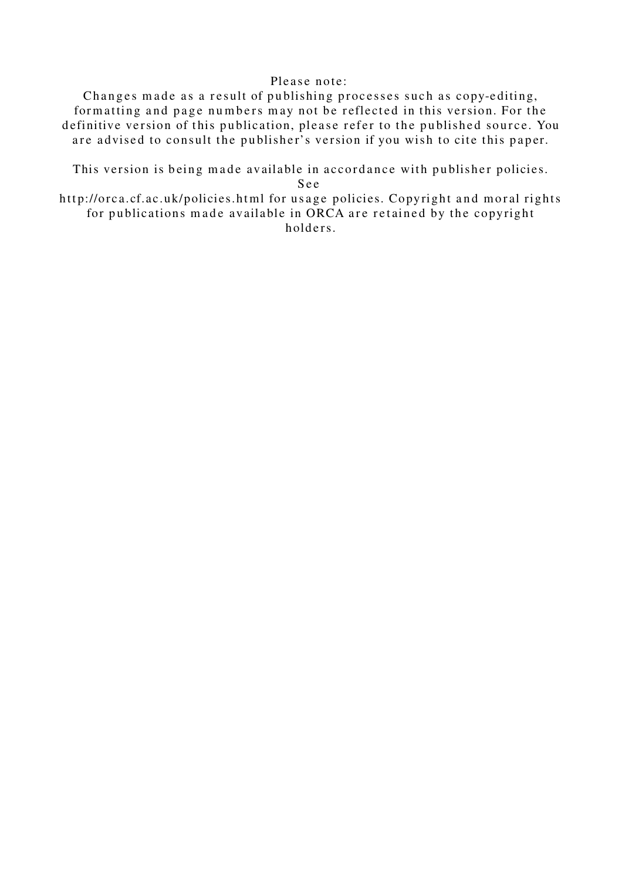Please note:
Changes made as a result of publishing processes such as copy-editing, formatting and page numbers may not be reflected in this version. For the definitive version of this publication, please refer to the published source. You are advised to consult the publisher's version if you wish to cite this paper.

This version is being made available in accordance with publisher policies. See
http://orca.cf.ac.uk/policies.html for usage policies. Copyright and moral rights for publications made available in ORCA are retained by the copyright holders.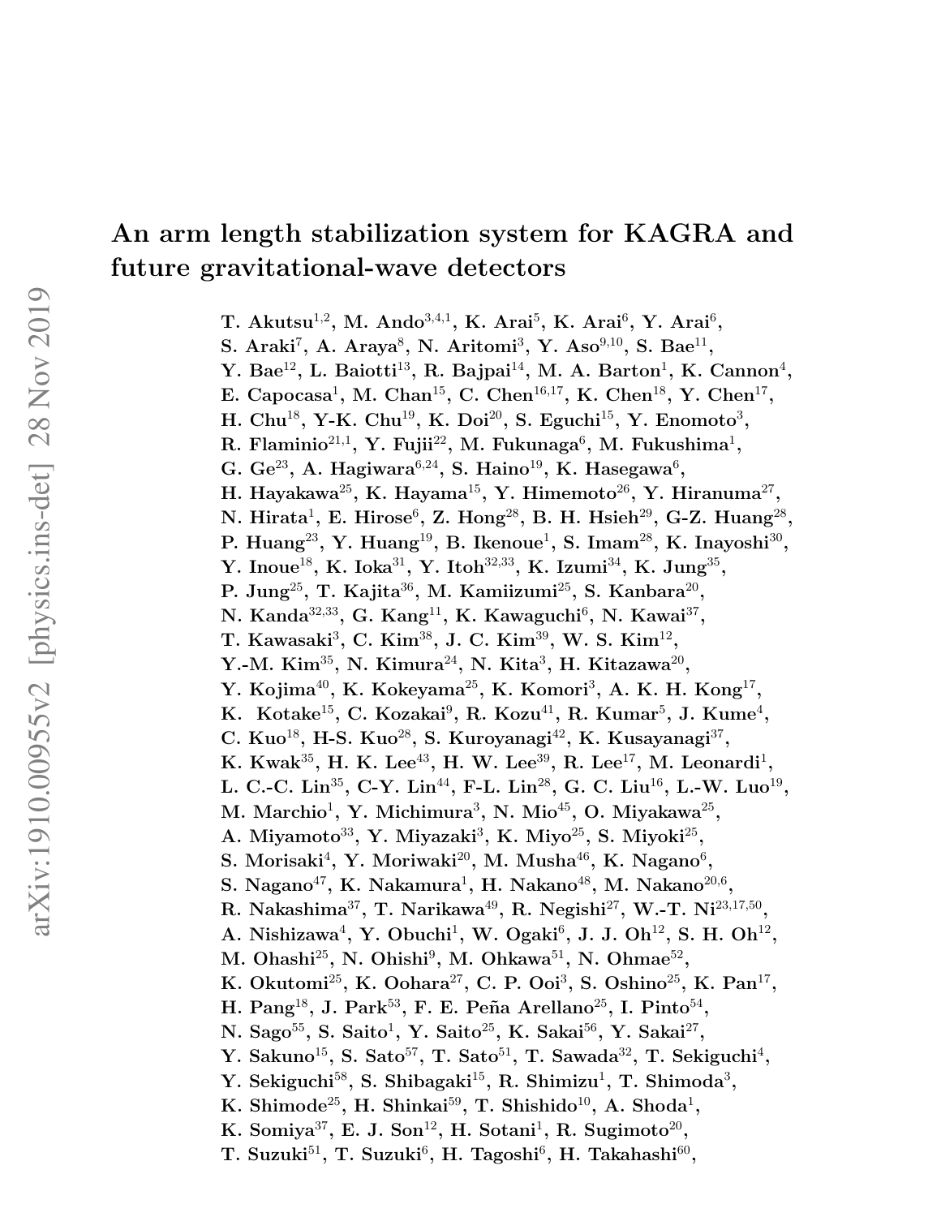# An arm length stabilization system for KAGRA and future gravitational-wave detectors

T. Akutsu[1,2], M. Ando[3,4,1], K. Arai[5], K. Arai[6], Y. Arai[6], S. Araki[7], A. Araya[8], N. Aritomi[3], Y. Aso[9,10], S. Bae[11], Y. Bae[12], L. Baiotti[13], R. Bajpai[14], M. A. Barton[1], K. Cannon[4], E. Capocasa[1], M. Chan[15], C. Chen[16,17], K. Chen[18], Y. Chen[17], H. Chu[18], Y-K. Chu[19], K. Doi[20], S. Eguchi[15], Y. Enomoto[3], R. Flaminio[21,1], Y. Fujii[22], M. Fukunaga[6], M. Fukushima[1], G. Ge[23], A. Hagiwara[6,24], S. Haino[19], K. Hasegawa[6], H. Hayakawa[25], K. Hayama[15], Y. Himemoto[26], Y. Hiranuma[27], N. Hirata[1], E. Hirose[6], Z. Hong[28], B. H. Hsieh[29], G-Z. Huang[28], P. Huang[23], Y. Huang[19], B. Ikenoue[1], S. Imam[28], K. Inayoshi[30], Y. Inoue[18], K. Ioka[31], Y. Itoh[32,33], K. Izumi[34], K. Jung[35], P. Jung[25], T. Kajita[36], M. Kamiizumi[25], S. Kanbara[20], N. Kanda[32,33], G. Kang[11], K. Kawaguchi[6], N. Kawai[37], T. Kawasaki[3], C. Kim[38], J. C. Kim[39], W. S. Kim[12], Y.-M. Kim[35], N. Kimura[24], N. Kita[3], H. Kitazawa[20], Y. Kojima[40], K. Kokeyama[25], K. Komori[3], A. K. H. Kong[17], K. Kotake[15], C. Kozakai[9], R. Kozu[41], R. Kumar[5], J. Kume[4], C. Kuo[18], H-S. Kuo[28], S. Kuroyanagi[42], K. Kusayanagi[37], K. Kwak[35], H. K. Lee[43], H. W. Lee[39], R. Lee[17], M. Leonardi[1], L. C.-C. Lin[35], C-Y. Lin[44], F-L. Lin[28], G. C. Liu[16], L.-W. Luo[19], M. Marchio[1], Y. Michimura[3], N. Mio[45], O. Miyakawa[25], A. Miyamoto[33], Y. Miyazaki[3], K. Miyo[25], S. Miyoki[25], S. Morisaki[4], Y. Moriwaki[20], M. Musha[46], K. Nagano[6], S. Nagano[47], K. Nakamura[1], H. Nakano[48], M. Nakano[20,6], R. Nakashima[37], T. Narikawa[49], R. Negishi[27], W.-T. Ni[23,17,50], A. Nishizawa[4], Y. Obuchi[1], W. Ogaki[6], J. J. Oh[12], S. H. Oh[12], M. Ohashi[25], N. Ohishi[9], M. Ohkawa[51], N. Ohmae[52], K. Okutomi[25], K. Oohara[27], C. P. Ooi[3], S. Oshino[25], K. Pan[17], H. Pang[18], J. Park[53], F. E. Peña Arellano[25], I. Pinto[54], N. Sago[55], S. Saito[1], Y. Saito[25], K. Sakai[56], Y. Sakai[27], Y. Sakuno[15], S. Sato[57], T. Sato[51], T. Sawada[32], T. Sekiguchi[4], Y. Sekiguchi[58], S. Shibagaki[15], R. Shimizu[1], T. Shimoda[3], K. Shimode[25], H. Shinkai[59], T. Shishido[10], A. Shoda[1], K. Somiya[37], E. J. Son[12], H. Sotani[1], R. Sugimoto[20], T. Suzuki[51], T. Suzuki[6], H. Tagoshi[6], H. Takahashi[60],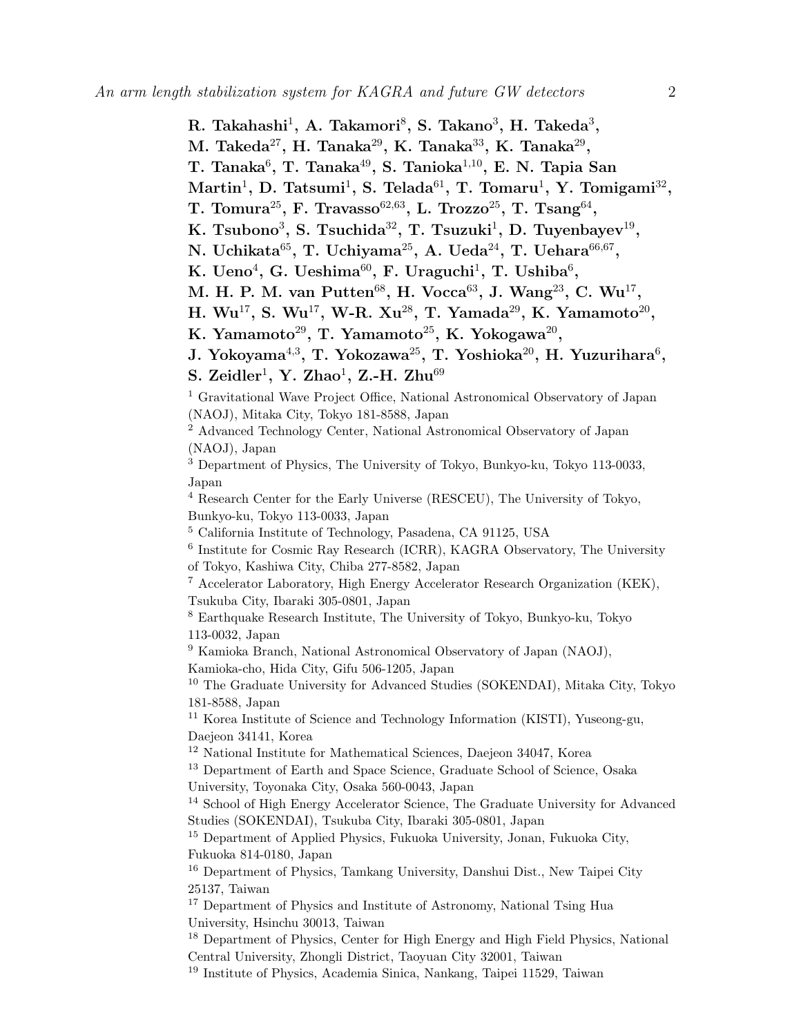**R. Takahashi[1], A. Takamori[8], S. Takano[3], H. Takeda[3], M. Takeda[27], H. Tanaka[29], K. Tanaka[33], K. Tanaka[29], T. Tanaka[6], T. Tanaka[49], S. Tanioka[1,10], E. N. Tapia San Martin[1], D. Tatsumi[1], S. Telada[61], T. Tomaru[1], Y. Tomigami[32], T. Tomura[25], F. Travasso[62,63], L. Trozzo[25], T. Tsang[64], K. Tsubono[3], S. Tsuchida[32], T. Tsuzuki[1], D. Tuyenbayev[19], N. Uchikata[65], T. Uchiyama[25], A. Ueda[24], T. Uehara[66,67], K. Ueno[4], G. Ueshima[60], F. Uraguchi[1], T. Ushiba[6], M. H. P. M. van Putten[68], H. Vocca[63], J. Wang[23], C. Wu[17], H. Wu[17], S. Wu[17], W-R. Xu[28], T. Yamada[29], K. Yamamoto[20], K. Yamamoto[29], T. Yamamoto[25], K. Yokogawa[20], J. Yokoyama[4,3], T. Yokozawa[25], T. Yoshioka[20], H. Yuzurihara[6], S. Zeidler[1], Y. Zhao[1], Z.-H. Zhu[69]**

[1] Gravitational Wave Project Office, National Astronomical Observatory of Japan (NAOJ), Mitaka City, Tokyo 181-8588, Japan

[2] Advanced Technology Center, National Astronomical Observatory of Japan (NAOJ), Japan

[3] Department of Physics, The University of Tokyo, Bunkyo-ku, Tokyo 113-0033, Japan

[4] Research Center for the Early Universe (RESCEU), The University of Tokyo, Bunkyo-ku, Tokyo 113-0033, Japan

[5] California Institute of Technology, Pasadena, CA 91125, USA

[6] Institute for Cosmic Ray Research (ICRR), KAGRA Observatory, The University of Tokyo, Kashiwa City, Chiba 277-8582, Japan

[7] Accelerator Laboratory, High Energy Accelerator Research Organization (KEK), Tsukuba City, Ibaraki 305-0801, Japan

[8] Earthquake Research Institute, The University of Tokyo, Bunkyo-ku, Tokyo 113-0032, Japan

[9] Kamioka Branch, National Astronomical Observatory of Japan (NAOJ), Kamioka-cho, Hida City, Gifu 506-1205, Japan

[10] The Graduate University for Advanced Studies (SOKENDAI), Mitaka City, Tokyo 181-8588, Japan

[11] Korea Institute of Science and Technology Information (KISTI), Yuseong-gu, Daejeon 34141, Korea

[12] National Institute for Mathematical Sciences, Daejeon 34047, Korea

[13] Department of Earth and Space Science, Graduate School of Science, Osaka University, Toyonaka City, Osaka 560-0043, Japan

[14] School of High Energy Accelerator Science, The Graduate University for Advanced Studies (SOKENDAI), Tsukuba City, Ibaraki 305-0801, Japan

[15] Department of Applied Physics, Fukuoka University, Jonan, Fukuoka City, Fukuoka 814-0180, Japan

[16] Department of Physics, Tamkang University, Danshui Dist., New Taipei City 25137, Taiwan

[17] Department of Physics and Institute of Astronomy, National Tsing Hua University, Hsinchu 30013, Taiwan

[18] Department of Physics, Center for High Energy and High Field Physics, National Central University, Zhongli District, Taoyuan City 32001, Taiwan

[19] Institute of Physics, Academia Sinica, Nankang, Taipei 11529, Taiwan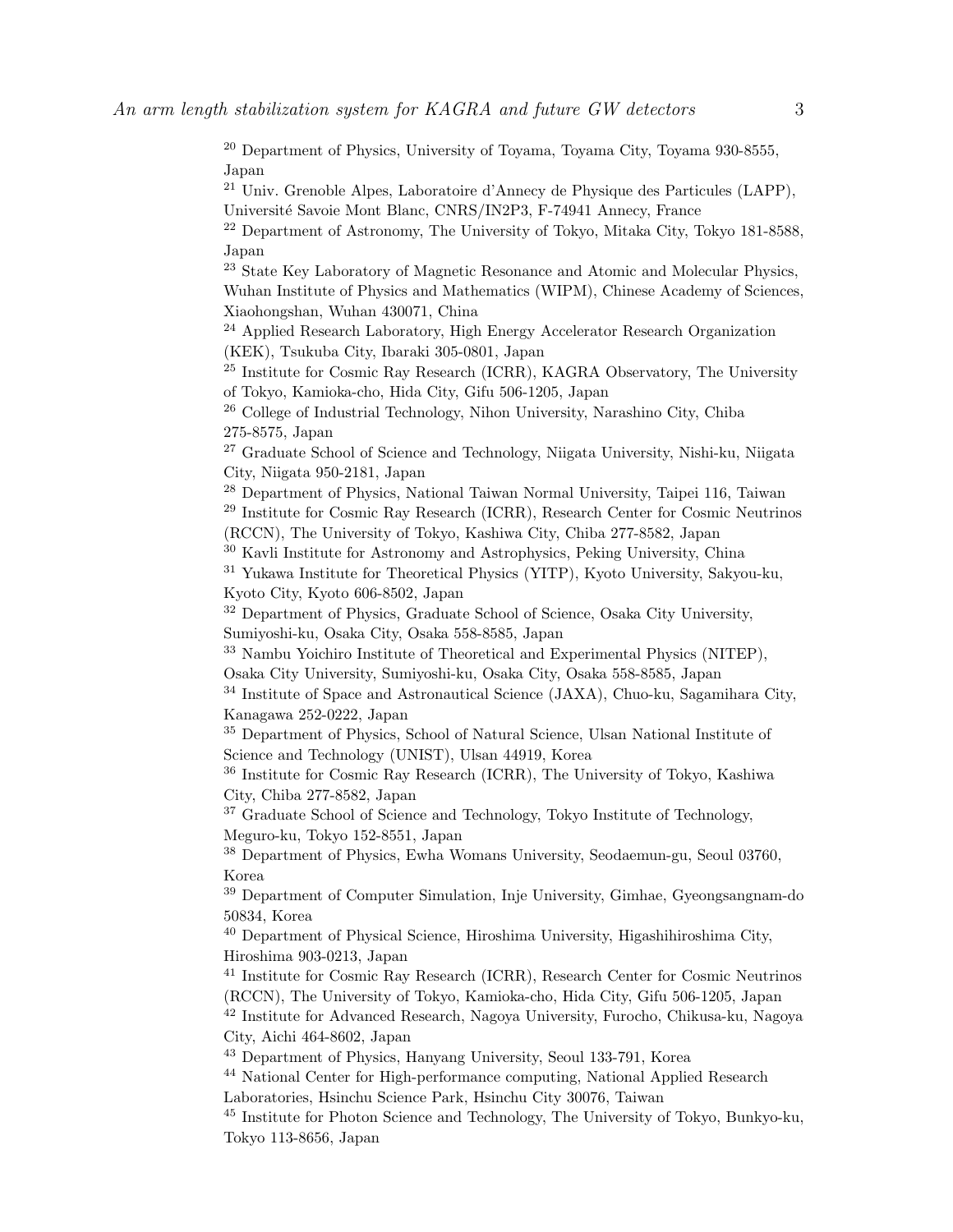[20] Department of Physics, University of Toyama, Toyama City, Toyama 930-8555, Japan

[21] Univ. Grenoble Alpes, Laboratoire d'Annecy de Physique des Particules (LAPP), Université Savoie Mont Blanc, CNRS/IN2P3, F-74941 Annecy, France

[22] Department of Astronomy, The University of Tokyo, Mitaka City, Tokyo 181-8588, Japan

[23] State Key Laboratory of Magnetic Resonance and Atomic and Molecular Physics, Wuhan Institute of Physics and Mathematics (WIPM), Chinese Academy of Sciences, Xiaohongshan, Wuhan 430071, China

[24] Applied Research Laboratory, High Energy Accelerator Research Organization (KEK), Tsukuba City, Ibaraki 305-0801, Japan

[25] Institute for Cosmic Ray Research (ICRR), KAGRA Observatory, The University of Tokyo, Kamioka-cho, Hida City, Gifu 506-1205, Japan

[26] College of Industrial Technology, Nihon University, Narashino City, Chiba 275-8575, Japan

[27] Graduate School of Science and Technology, Niigata University, Nishi-ku, Niigata City, Niigata 950-2181, Japan

[28] Department of Physics, National Taiwan Normal University, Taipei 116, Taiwan

[29] Institute for Cosmic Ray Research (ICRR), Research Center for Cosmic Neutrinos (RCCN), The University of Tokyo, Kashiwa City, Chiba 277-8582, Japan

[30] Kavli Institute for Astronomy and Astrophysics, Peking University, China

[31] Yukawa Institute for Theoretical Physics (YITP), Kyoto University, Sakyou-ku, Kyoto City, Kyoto 606-8502, Japan

[32] Department of Physics, Graduate School of Science, Osaka City University, Sumiyoshi-ku, Osaka City, Osaka 558-8585, Japan

[33] Nambu Yoichiro Institute of Theoretical and Experimental Physics (NITEP), Osaka City University, Sumiyoshi-ku, Osaka City, Osaka 558-8585, Japan

[34] Institute of Space and Astronautical Science (JAXA), Chuo-ku, Sagamihara City, Kanagawa 252-0222, Japan

[35] Department of Physics, School of Natural Science, Ulsan National Institute of Science and Technology (UNIST), Ulsan 44919, Korea

[36] Institute for Cosmic Ray Research (ICRR), The University of Tokyo, Kashiwa City, Chiba 277-8582, Japan

[37] Graduate School of Science and Technology, Tokyo Institute of Technology, Meguro-ku, Tokyo 152-8551, Japan

[38] Department of Physics, Ewha Womans University, Seodaemun-gu, Seoul 03760, Korea

[39] Department of Computer Simulation, Inje University, Gimhae, Gyeongsangnam-do 50834, Korea

[40] Department of Physical Science, Hiroshima University, Higashihiroshima City, Hiroshima 903-0213, Japan

[41] Institute for Cosmic Ray Research (ICRR), Research Center for Cosmic Neutrinos (RCCN), The University of Tokyo, Kamioka-cho, Hida City, Gifu 506-1205, Japan

[42] Institute for Advanced Research, Nagoya University, Furocho, Chikusa-ku, Nagoya City, Aichi 464-8602, Japan

[43] Department of Physics, Hanyang University, Seoul 133-791, Korea

[44] National Center for High-performance computing, National Applied Research Laboratories, Hsinchu Science Park, Hsinchu City 30076, Taiwan

[45] Institute for Photon Science and Technology, The University of Tokyo, Bunkyo-ku, Tokyo 113-8656, Japan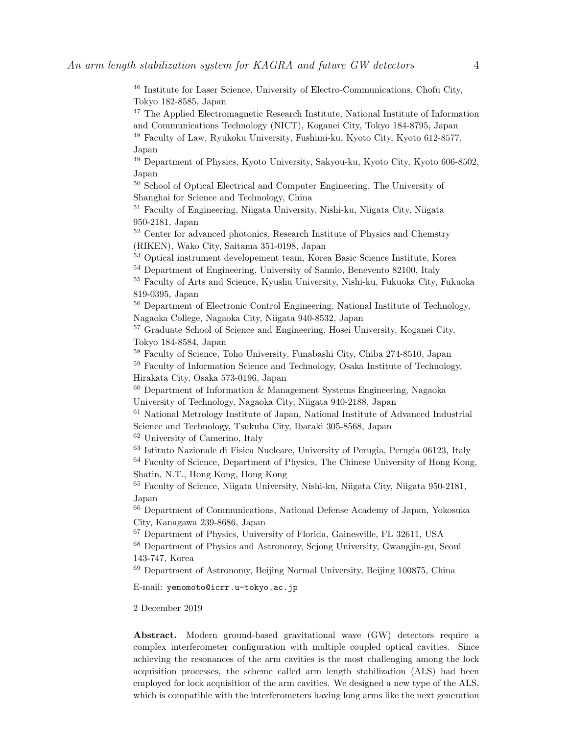[46] Institute for Laser Science, University of Electro-Communications, Chofu City, Tokyo 182-8585, Japan

[47] The Applied Electromagnetic Research Institute, National Institute of Information and Communications Technology (NICT), Koganei City, Tokyo 184-8795, Japan

[48] Faculty of Law, Ryukoku University, Fushimi-ku, Kyoto City, Kyoto 612-8577, Japan

[49] Department of Physics, Kyoto University, Sakyou-ku, Kyoto City, Kyoto 606-8502, Japan

[50] School of Optical Electrical and Computer Engineering, The University of Shanghai for Science and Technology, China

[51] Faculty of Engineering, Niigata University, Nishi-ku, Niigata City, Niigata 950-2181, Japan

[52] Center for advanced photonics, Research Institute of Physics and Chemstry (RIKEN), Wako City, Saitama 351-0198, Japan

[53] Optical instrument developement team, Korea Basic Science Institute, Korea

[54] Department of Engineering, University of Sannio, Benevento 82100, Italy

[55] Faculty of Arts and Science, Kyushu University, Nishi-ku, Fukuoka City, Fukuoka 819-0395, Japan

[56] Department of Electronic Control Engineering, National Institute of Technology, Nagaoka College, Nagaoka City, Niigata 940-8532, Japan

[57] Graduate School of Science and Engineering, Hosei University, Koganei City, Tokyo 184-8584, Japan

[58] Faculty of Science, Toho University, Funabashi City, Chiba 274-8510, Japan

[59] Faculty of Information Science and Technology, Osaka Institute of Technology, Hirakata City, Osaka 573-0196, Japan

[60] Department of Information & Management Systems Engineering, Nagaoka University of Technology, Nagaoka City, Niigata 940-2188, Japan

[61] National Metrology Institute of Japan, National Institute of Advanced Industrial Science and Technology, Tsukuba City, Ibaraki 305-8568, Japan

[62] University of Camerino, Italy

[63] Istituto Nazionale di Fisica Nucleare, University of Perugia, Perugia 06123, Italy

[64] Faculty of Science, Department of Physics, The Chinese University of Hong Kong, Shatin, N.T., Hong Kong, Hong Kong

[65] Faculty of Science, Niigata University, Nishi-ku, Niigata City, Niigata 950-2181, Japan

[66] Department of Communications, National Defense Academy of Japan, Yokosuka City, Kanagawa 239-8686, Japan

[67] Department of Physics, University of Florida, Gainesville, FL 32611, USA

[68] Department of Physics and Astronomy, Sejong University, Gwangjin-gu, Seoul 143-747, Korea

[69] Department of Astronomy, Beijing Normal University, Beijing 100875, China

E-mail: yenomoto@icrr.u-tokyo.ac.jp

2 December 2019

**Abstract.** Modern ground-based gravitational wave (GW) detectors require a complex interferometer configuration with multiple coupled optical cavities. Since achieving the resonances of the arm cavities is the most challenging among the lock acquisition processes, the scheme called arm length stabilization (ALS) had been employed for lock acquisition of the arm cavities. We designed a new type of the ALS, which is compatible with the interferometers having long arms like the next generation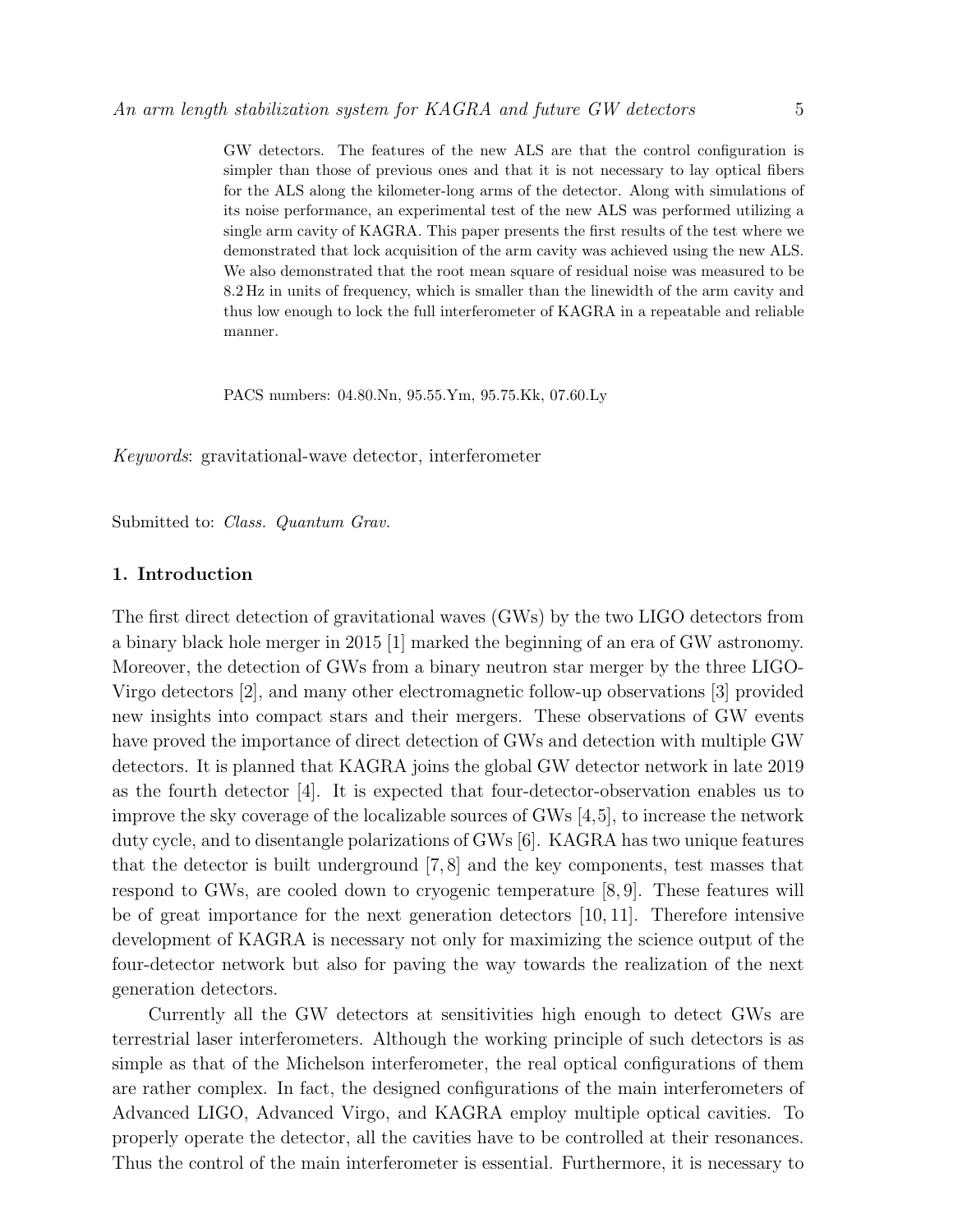GW detectors. The features of the new ALS are that the control configuration is simpler than those of previous ones and that it is not necessary to lay optical fibers for the ALS along the kilometer-long arms of the detector. Along with simulations of its noise performance, an experimental test of the new ALS was performed utilizing a single arm cavity of KAGRA. This paper presents the first results of the test where we demonstrated that lock acquisition of the arm cavity was achieved using the new ALS. We also demonstrated that the root mean square of residual noise was measured to be 8.2 Hz in units of frequency, which is smaller than the linewidth of the arm cavity and thus low enough to lock the full interferometer of KAGRA in a repeatable and reliable manner.

PACS numbers: 04.80.Nn, 95.55.Ym, 95.75.Kk, 07.60.Ly

*Keywords*: gravitational-wave detector, interferometer

Submitted to: *Class. Quantum Grav.*

## 1. Introduction

The first direct detection of gravitational waves (GWs) by the two LIGO detectors from a binary black hole merger in 2015 [1] marked the beginning of an era of GW astronomy. Moreover, the detection of GWs from a binary neutron star merger by the three LIGO-Virgo detectors [2], and many other electromagnetic follow-up observations [3] provided new insights into compact stars and their mergers. These observations of GW events have proved the importance of direct detection of GWs and detection with multiple GW detectors. It is planned that KAGRA joins the global GW detector network in late 2019 as the fourth detector [4]. It is expected that four-detector-observation enables us to improve the sky coverage of the localizable sources of GWs [4,5], to increase the network duty cycle, and to disentangle polarizations of GWs [6]. KAGRA has two unique features that the detector is built underground [7,8] and the key components, test masses that respond to GWs, are cooled down to cryogenic temperature [8,9]. These features will be of great importance for the next generation detectors [10,11]. Therefore intensive development of KAGRA is necessary not only for maximizing the science output of the four-detector network but also for paving the way towards the realization of the next generation detectors.

Currently all the GW detectors at sensitivities high enough to detect GWs are terrestrial laser interferometers. Although the working principle of such detectors is as simple as that of the Michelson interferometer, the real optical configurations of them are rather complex. In fact, the designed configurations of the main interferometers of Advanced LIGO, Advanced Virgo, and KAGRA employ multiple optical cavities. To properly operate the detector, all the cavities have to be controlled at their resonances. Thus the control of the main interferometer is essential. Furthermore, it is necessary to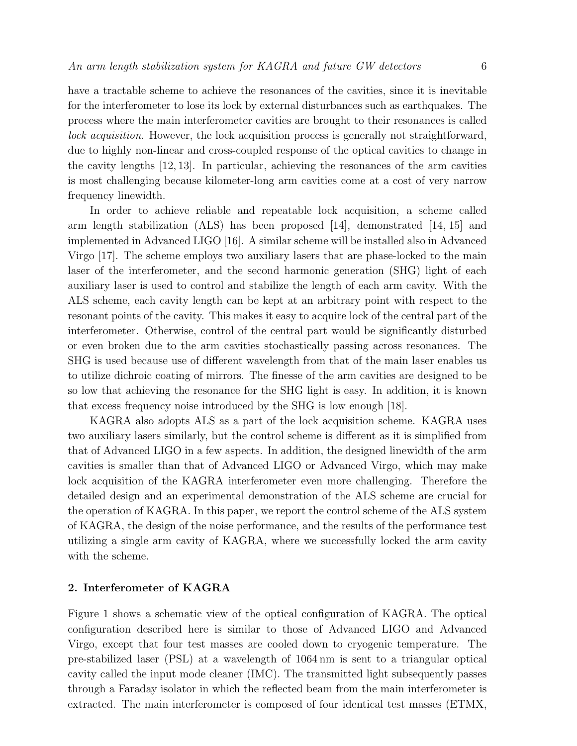have a tractable scheme to achieve the resonances of the cavities, since it is inevitable for the interferometer to lose its lock by external disturbances such as earthquakes. The process where the main interferometer cavities are brought to their resonances is called *lock acquisition*. However, the lock acquisition process is generally not straightforward, due to highly non-linear and cross-coupled response of the optical cavities to change in the cavity lengths [12, 13]. In particular, achieving the resonances of the arm cavities is most challenging because kilometer-long arm cavities come at a cost of very narrow frequency linewidth.

In order to achieve reliable and repeatable lock acquisition, a scheme called arm length stabilization (ALS) has been proposed [14], demonstrated [14, 15] and implemented in Advanced LIGO [16]. A similar scheme will be installed also in Advanced Virgo [17]. The scheme employs two auxiliary lasers that are phase-locked to the main laser of the interferometer, and the second harmonic generation (SHG) light of each auxiliary laser is used to control and stabilize the length of each arm cavity. With the ALS scheme, each cavity length can be kept at an arbitrary point with respect to the resonant points of the cavity. This makes it easy to acquire lock of the central part of the interferometer. Otherwise, control of the central part would be significantly disturbed or even broken due to the arm cavities stochastically passing across resonances. The SHG is used because use of different wavelength from that of the main laser enables us to utilize dichroic coating of mirrors. The finesse of the arm cavities are designed to be so low that achieving the resonance for the SHG light is easy. In addition, it is known that excess frequency noise introduced by the SHG is low enough [18].

KAGRA also adopts ALS as a part of the lock acquisition scheme. KAGRA uses two auxiliary lasers similarly, but the control scheme is different as it is simplified from that of Advanced LIGO in a few aspects. In addition, the designed linewidth of the arm cavities is smaller than that of Advanced LIGO or Advanced Virgo, which may make lock acquisition of the KAGRA interferometer even more challenging. Therefore the detailed design and an experimental demonstration of the ALS scheme are crucial for the operation of KAGRA. In this paper, we report the control scheme of the ALS system of KAGRA, the design of the noise performance, and the results of the performance test utilizing a single arm cavity of KAGRA, where we successfully locked the arm cavity with the scheme.

## 2. Interferometer of KAGRA

Figure 1 shows a schematic view of the optical configuration of KAGRA. The optical configuration described here is similar to those of Advanced LIGO and Advanced Virgo, except that four test masses are cooled down to cryogenic temperature. The pre-stabilized laser (PSL) at a wavelength of 1064 nm is sent to a triangular optical cavity called the input mode cleaner (IMC). The transmitted light subsequently passes through a Faraday isolator in which the reflected beam from the main interferometer is extracted. The main interferometer is composed of four identical test masses (ETMX,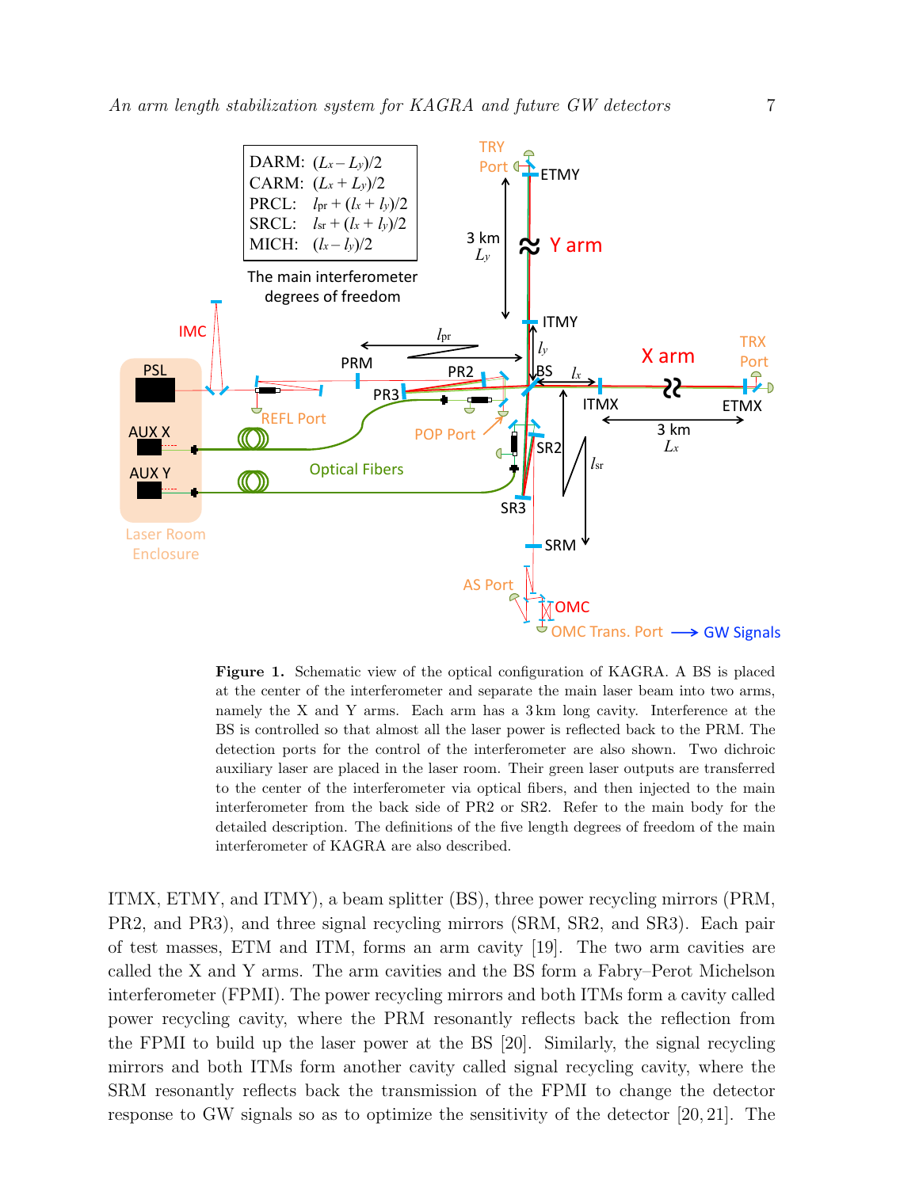**Figure 1.** Schematic view of the optical configuration of KAGRA. A BS is placed at the center of the interferometer and separate the main laser beam into two arms, namely the X and Y arms. Each arm has a 3 km long cavity. Interference at the BS is controlled so that almost all the laser power is reflected back to the PRM. The detection ports for the control of the interferometer are also shown. Two dichroic auxiliary laser are placed in the laser room. Their green laser outputs are transferred to the center of the interferometer via optical fibers, and then injected to the main interferometer from the back side of PR2 or SR2. Refer to the main body for the detailed description. The definitions of the five length degrees of freedom of the main interferometer of KAGRA are also described.

ITMX, ETMY, and ITMY), a beam splitter (BS), three power recycling mirrors (PRM, PR2, and PR3), and three signal recycling mirrors (SRM, SR2, and SR3). Each pair of test masses, ETM and ITM, forms an arm cavity [19]. The two arm cavities are called the X and Y arms. The arm cavities and the BS form a Fabry–Perot Michelson interferometer (FPMI). The power recycling mirrors and both ITMs form a cavity called power recycling cavity, where the PRM resonantly reflects back the reflection from the FPMI to build up the laser power at the BS [20]. Similarly, the signal recycling mirrors and both ITMs form another cavity called signal recycling cavity, where the SRM resonantly reflects back the transmission of the FPMI to change the detector response to GW signals so as to optimize the sensitivity of the detector [20, 21]. The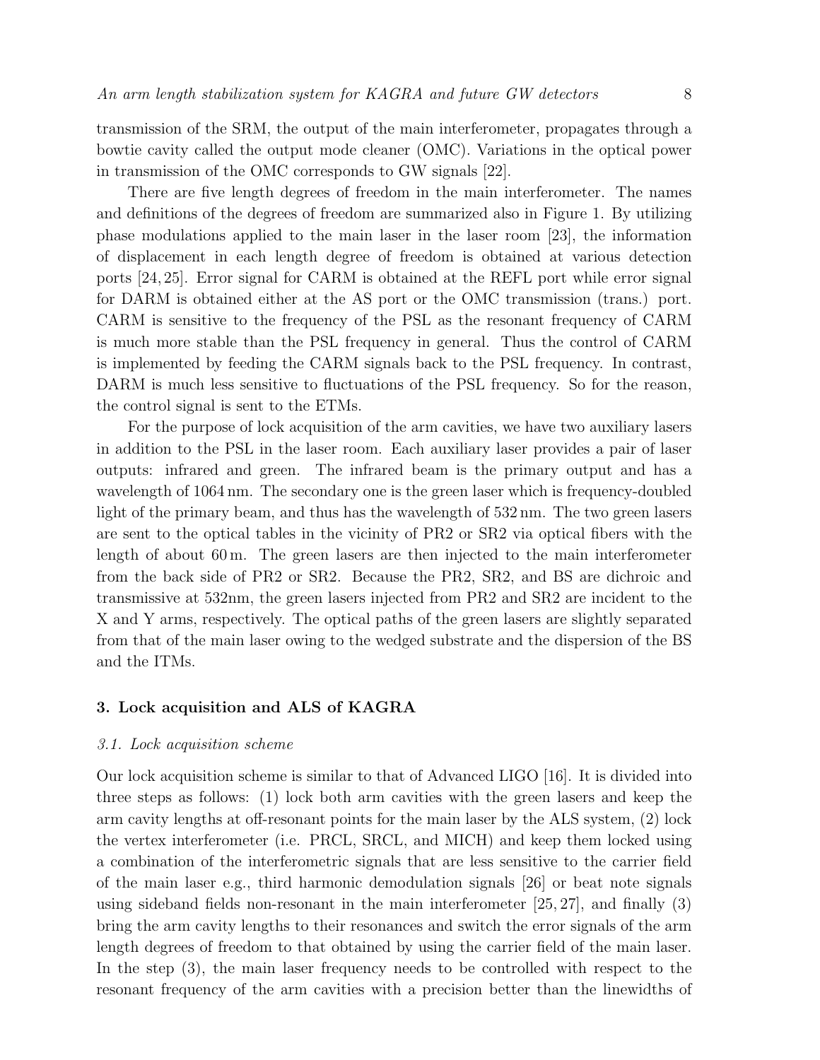transmission of the SRM, the output of the main interferometer, propagates through a bowtie cavity called the output mode cleaner (OMC). Variations in the optical power in transmission of the OMC corresponds to GW signals [22].

There are five length degrees of freedom in the main interferometer. The names and definitions of the degrees of freedom are summarized also in Figure 1. By utilizing phase modulations applied to the main laser in the laser room [23], the information of displacement in each length degree of freedom is obtained at various detection ports [24, 25]. Error signal for CARM is obtained at the REFL port while error signal for DARM is obtained either at the AS port or the OMC transmission (trans.) port. CARM is sensitive to the frequency of the PSL as the resonant frequency of CARM is much more stable than the PSL frequency in general. Thus the control of CARM is implemented by feeding the CARM signals back to the PSL frequency. In contrast, DARM is much less sensitive to fluctuations of the PSL frequency. So for the reason, the control signal is sent to the ETMs.

For the purpose of lock acquisition of the arm cavities, we have two auxiliary lasers in addition to the PSL in the laser room. Each auxiliary laser provides a pair of laser outputs: infrared and green. The infrared beam is the primary output and has a wavelength of 1064 nm. The secondary one is the green laser which is frequency-doubled light of the primary beam, and thus has the wavelength of 532 nm. The two green lasers are sent to the optical tables in the vicinity of PR2 or SR2 via optical fibers with the length of about 60 m. The green lasers are then injected to the main interferometer from the back side of PR2 or SR2. Because the PR2, SR2, and BS are dichroic and transmissive at 532nm, the green lasers injected from PR2 and SR2 are incident to the X and Y arms, respectively. The optical paths of the green lasers are slightly separated from that of the main laser owing to the wedged substrate and the dispersion of the BS and the ITMs.

## 3. Lock acquisition and ALS of KAGRA

### *3.1. Lock acquisition scheme*

Our lock acquisition scheme is similar to that of Advanced LIGO [16]. It is divided into three steps as follows: (1) lock both arm cavities with the green lasers and keep the arm cavity lengths at off-resonant points for the main laser by the ALS system, (2) lock the vertex interferometer (i.e. PRCL, SRCL, and MICH) and keep them locked using a combination of the interferometric signals that are less sensitive to the carrier field of the main laser e.g., third harmonic demodulation signals [26] or beat note signals using sideband fields non-resonant in the main interferometer [25, 27], and finally (3) bring the arm cavity lengths to their resonances and switch the error signals of the arm length degrees of freedom to that obtained by using the carrier field of the main laser. In the step (3), the main laser frequency needs to be controlled with respect to the resonant frequency of the arm cavities with a precision better than the linewidths of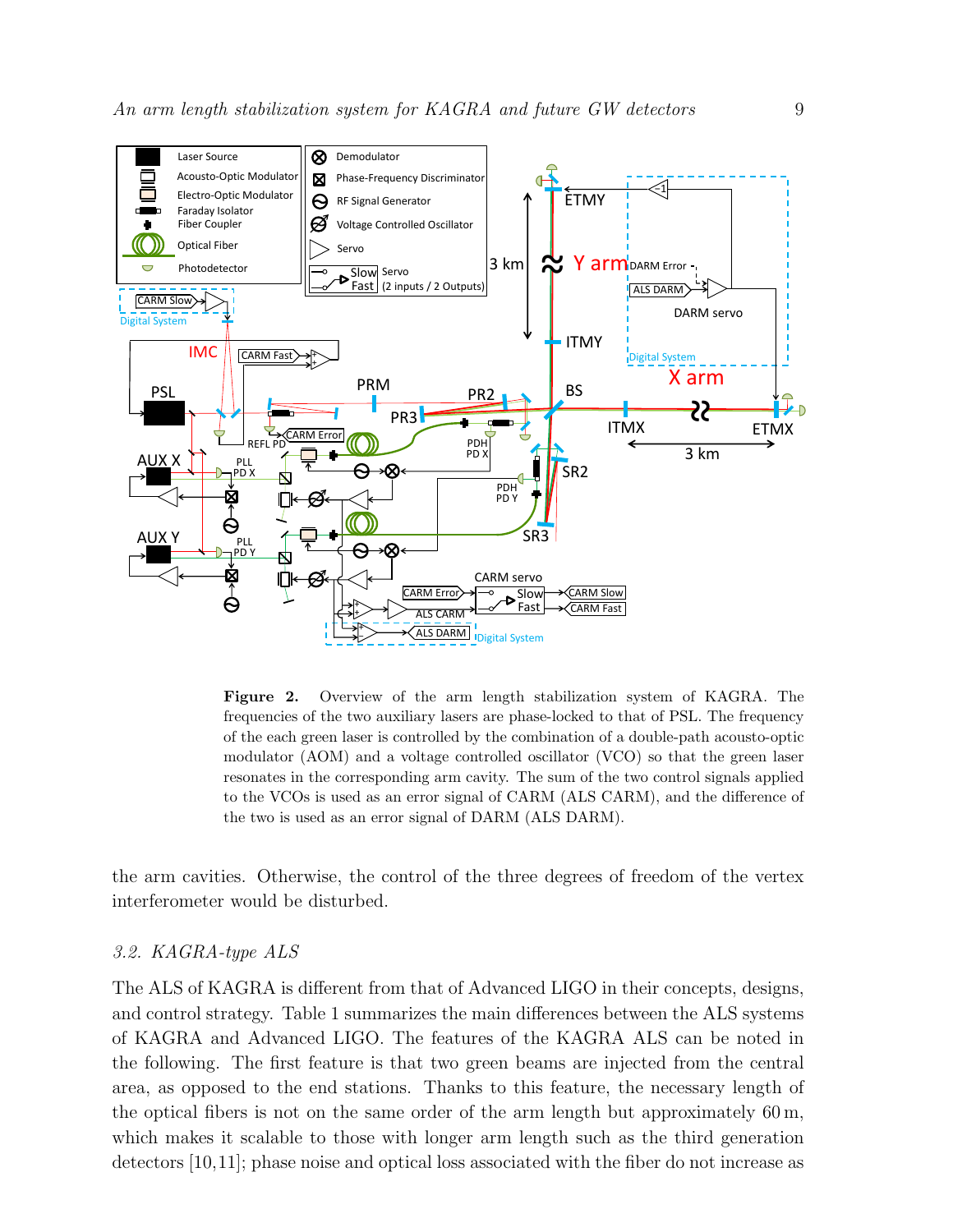**Figure 2.** Overview of the arm length stabilization system of KAGRA. The frequencies of the two auxiliary lasers are phase-locked to that of PSL. The frequency of the each green laser is controlled by the combination of a double-path acousto-optic modulator (AOM) and a voltage controlled oscillator (VCO) so that the green laser resonates in the corresponding arm cavity. The sum of the two control signals applied to the VCOs is used as an error signal of CARM (ALS CARM), and the difference of the two is used as an error signal of DARM (ALS DARM).

the arm cavities. Otherwise, the control of the three degrees of freedom of the vertex interferometer would be disturbed.

### *3.2. KAGRA-type ALS*

The ALS of KAGRA is different from that of Advanced LIGO in their concepts, designs, and control strategy. Table 1 summarizes the main differences between the ALS systems of KAGRA and Advanced LIGO. The features of the KAGRA ALS can be noted in the following. The first feature is that two green beams are injected from the central area, as opposed to the end stations. Thanks to this feature, the necessary length of the optical fibers is not on the same order of the arm length but approximately 60 m, which makes it scalable to those with longer arm length such as the third generation detectors [10,11]; phase noise and optical loss associated with the fiber do not increase as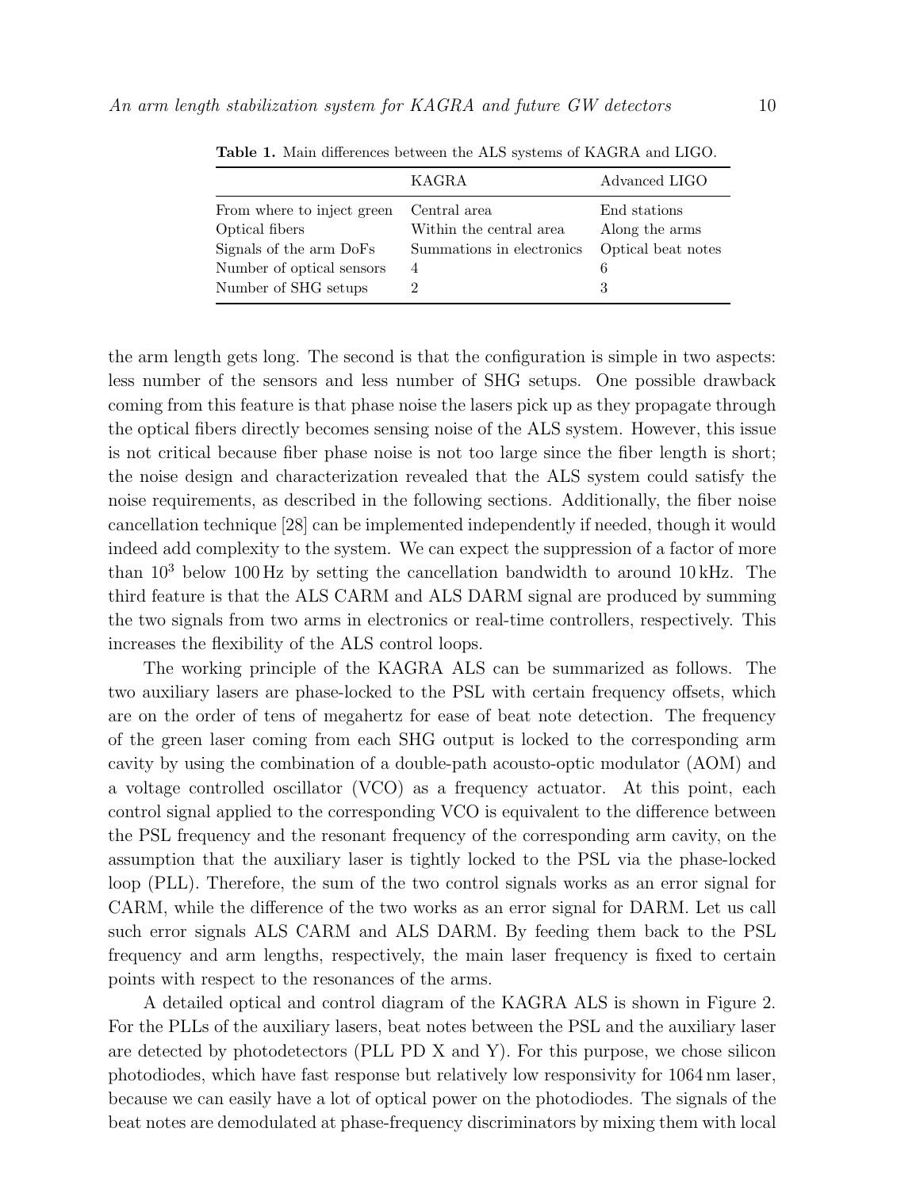**Table 1.** Main differences between the ALS systems of KAGRA and LIGO.

| | KAGRA | Advanced LIGO |
|---|---|---|
| From where to inject green | Central area | End stations |
| Optical fibers | Within the central area | Along the arms |
| Signals of the arm DoFs | Summations in electronics | Optical beat notes |
| Number of optical sensors | 4 | 6 |
| Number of SHG setups | 2 | 3 |

the arm length gets long. The second is that the configuration is simple in two aspects: less number of the sensors and less number of SHG setups. One possible drawback coming from this feature is that phase noise the lasers pick up as they propagate through the optical fibers directly becomes sensing noise of the ALS system. However, this issue is not critical because fiber phase noise is not too large since the fiber length is short; the noise design and characterization revealed that the ALS system could satisfy the noise requirements, as described in the following sections. Additionally, the fiber noise cancellation technique [28] can be implemented independently if needed, though it would indeed add complexity to the system. We can expect the suppression of a factor of more than $10^3$ below 100 Hz by setting the cancellation bandwidth to around 10 kHz. The third feature is that the ALS CARM and ALS DARM signal are produced by summing the two signals from two arms in electronics or real-time controllers, respectively. This increases the flexibility of the ALS control loops.

The working principle of the KAGRA ALS can be summarized as follows. The two auxiliary lasers are phase-locked to the PSL with certain frequency offsets, which are on the order of tens of megahertz for ease of beat note detection. The frequency of the green laser coming from each SHG output is locked to the corresponding arm cavity by using the combination of a double-path acousto-optic modulator (AOM) and a voltage controlled oscillator (VCO) as a frequency actuator. At this point, each control signal applied to the corresponding VCO is equivalent to the difference between the PSL frequency and the resonant frequency of the corresponding arm cavity, on the assumption that the auxiliary laser is tightly locked to the PSL via the phase-locked loop (PLL). Therefore, the sum of the two control signals works as an error signal for CARM, while the difference of the two works as an error signal for DARM. Let us call such error signals ALS CARM and ALS DARM. By feeding them back to the PSL frequency and arm lengths, respectively, the main laser frequency is fixed to certain points with respect to the resonances of the arms.

A detailed optical and control diagram of the KAGRA ALS is shown in Figure 2. For the PLLs of the auxiliary lasers, beat notes between the PSL and the auxiliary laser are detected by photodetectors (PLL PD X and Y). For this purpose, we chose silicon photodiodes, which have fast response but relatively low responsivity for 1064 nm laser, because we can easily have a lot of optical power on the photodiodes. The signals of the beat notes are demodulated at phase-frequency discriminators by mixing them with local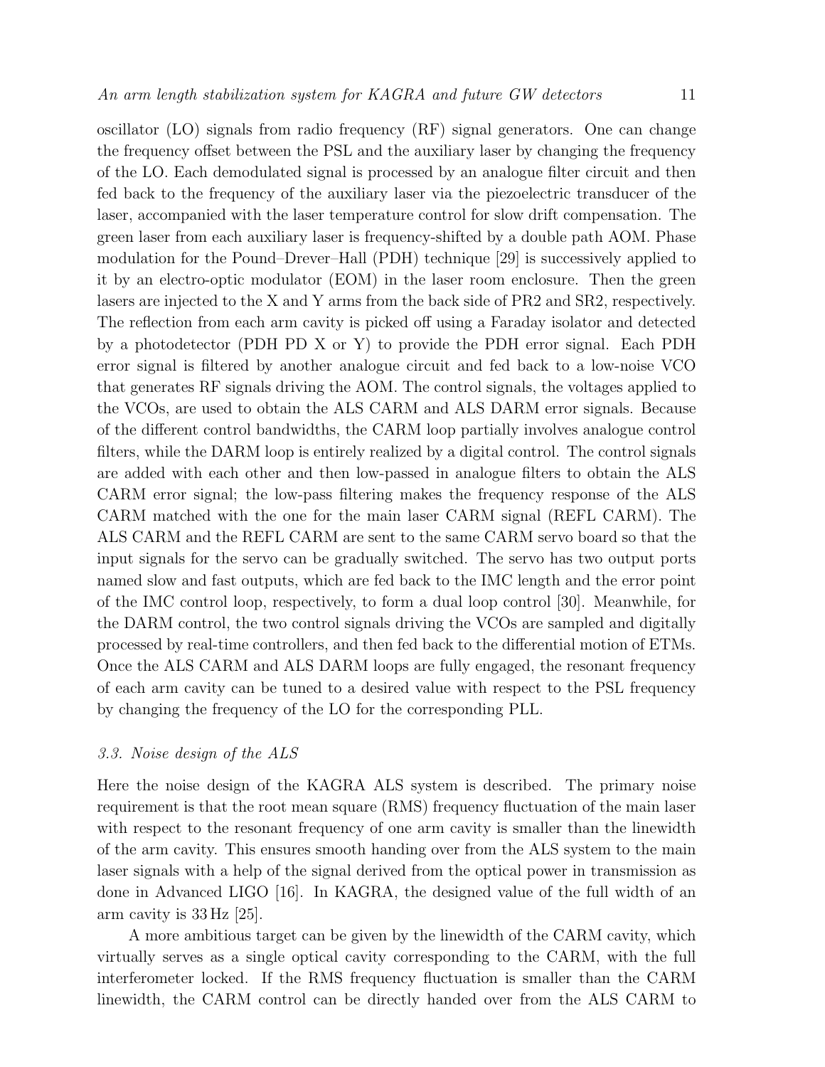oscillator (LO) signals from radio frequency (RF) signal generators. One can change the frequency offset between the PSL and the auxiliary laser by changing the frequency of the LO. Each demodulated signal is processed by an analogue filter circuit and then fed back to the frequency of the auxiliary laser via the piezoelectric transducer of the laser, accompanied with the laser temperature control for slow drift compensation. The green laser from each auxiliary laser is frequency-shifted by a double path AOM. Phase modulation for the Pound–Drever–Hall (PDH) technique [29] is successively applied to it by an electro-optic modulator (EOM) in the laser room enclosure. Then the green lasers are injected to the X and Y arms from the back side of PR2 and SR2, respectively. The reflection from each arm cavity is picked off using a Faraday isolator and detected by a photodetector (PDH PD X or Y) to provide the PDH error signal. Each PDH error signal is filtered by another analogue circuit and fed back to a low-noise VCO that generates RF signals driving the AOM. The control signals, the voltages applied to the VCOs, are used to obtain the ALS CARM and ALS DARM error signals. Because of the different control bandwidths, the CARM loop partially involves analogue control filters, while the DARM loop is entirely realized by a digital control. The control signals are added with each other and then low-passed in analogue filters to obtain the ALS CARM error signal; the low-pass filtering makes the frequency response of the ALS CARM matched with the one for the main laser CARM signal (REFL CARM). The ALS CARM and the REFL CARM are sent to the same CARM servo board so that the input signals for the servo can be gradually switched. The servo has two output ports named slow and fast outputs, which are fed back to the IMC length and the error point of the IMC control loop, respectively, to form a dual loop control [30]. Meanwhile, for the DARM control, the two control signals driving the VCOs are sampled and digitally processed by real-time controllers, and then fed back to the differential motion of ETMs. Once the ALS CARM and ALS DARM loops are fully engaged, the resonant frequency of each arm cavity can be tuned to a desired value with respect to the PSL frequency by changing the frequency of the LO for the corresponding PLL.

### *3.3. Noise design of the ALS*

Here the noise design of the KAGRA ALS system is described. The primary noise requirement is that the root mean square (RMS) frequency fluctuation of the main laser with respect to the resonant frequency of one arm cavity is smaller than the linewidth of the arm cavity. This ensures smooth handing over from the ALS system to the main laser signals with a help of the signal derived from the optical power in transmission as done in Advanced LIGO [16]. In KAGRA, the designed value of the full width of an arm cavity is 33 Hz [25].

A more ambitious target can be given by the linewidth of the CARM cavity, which virtually serves as a single optical cavity corresponding to the CARM, with the full interferometer locked. If the RMS frequency fluctuation is smaller than the CARM linewidth, the CARM control can be directly handed over from the ALS CARM to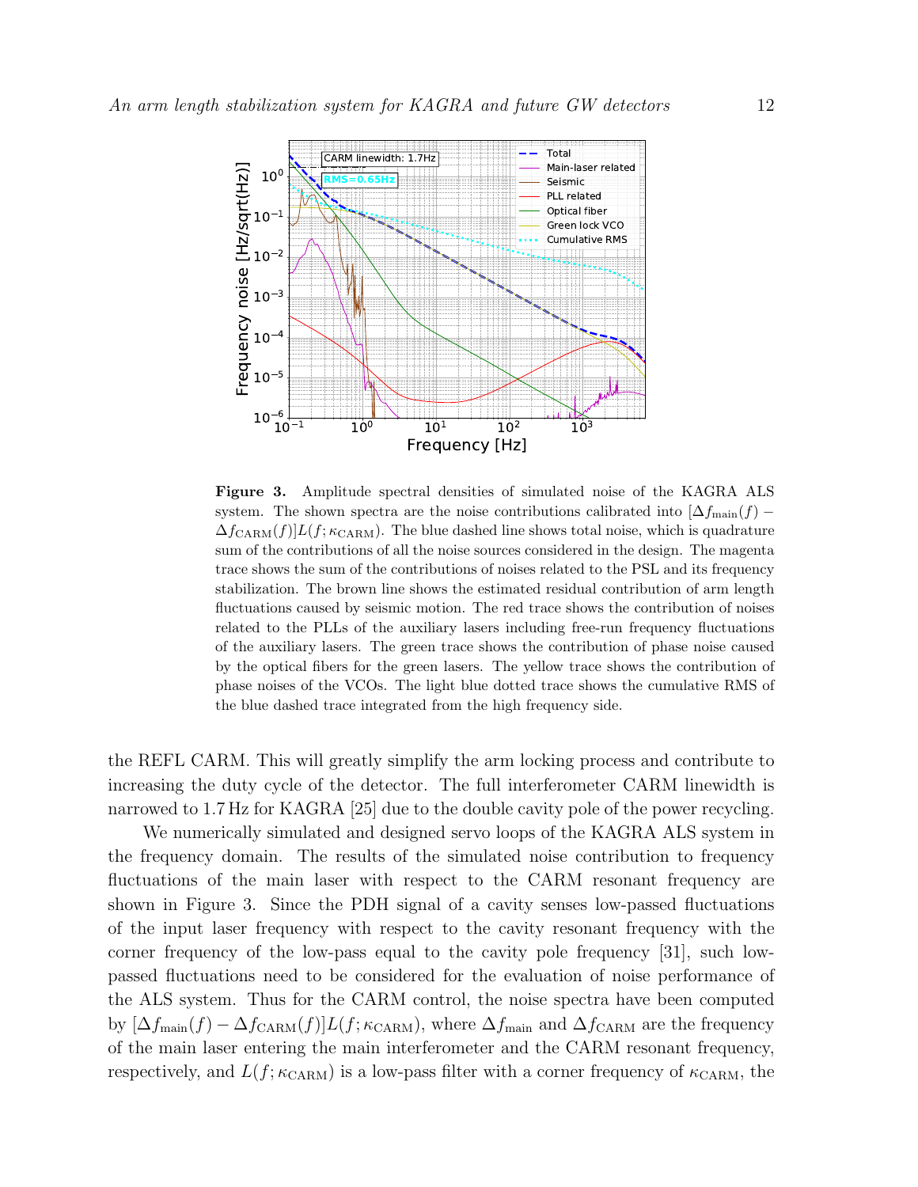**Figure 3.** Amplitude spectral densities of simulated noise of the KAGRA ALS system. The shown spectra are the noise contributions calibrated into $[\Delta f_{\mathrm{main}}(f) - \Delta f_{\mathrm{CARM}}(f)]L(f;\kappa_{\mathrm{CARM}})$. The blue dashed line shows total noise, which is quadrature sum of the contributions of all the noise sources considered in the design. The magenta trace shows the sum of the contributions of noises related to the PSL and its frequency stabilization. The brown line shows the estimated residual contribution of arm length fluctuations caused by seismic motion. The red trace shows the contribution of noises related to the PLLs of the auxiliary lasers including free-run frequency fluctuations of the auxiliary lasers. The green trace shows the contribution of phase noise caused by the optical fibers for the green lasers. The yellow trace shows the contribution of phase noises of the VCOs. The light blue dotted trace shows the cumulative RMS of the blue dashed trace integrated from the high frequency side.

the REFL CARM. This will greatly simplify the arm locking process and contribute to increasing the duty cycle of the detector. The full interferometer CARM linewidth is narrowed to 1.7 Hz for KAGRA [25] due to the double cavity pole of the power recycling.

We numerically simulated and designed servo loops of the KAGRA ALS system in the frequency domain. The results of the simulated noise contribution to frequency fluctuations of the main laser with respect to the CARM resonant frequency are shown in Figure 3. Since the PDH signal of a cavity senses low-passed fluctuations of the input laser frequency with respect to the cavity resonant frequency with the corner frequency of the low-pass equal to the cavity pole frequency [31], such low-passed fluctuations need to be considered for the evaluation of noise performance of the ALS system. Thus for the CARM control, the noise spectra have been computed by $[\Delta f_{\mathrm{main}}(f) - \Delta f_{\mathrm{CARM}}(f)]L(f;\kappa_{\mathrm{CARM}})$, where $\Delta f_{\mathrm{main}}$ and $\Delta f_{\mathrm{CARM}}$ are the frequency of the main laser entering the main interferometer and the CARM resonant frequency, respectively, and $L(f;\kappa_{\mathrm{CARM}})$ is a low-pass filter with a corner frequency of $\kappa_{\mathrm{CARM}}$, the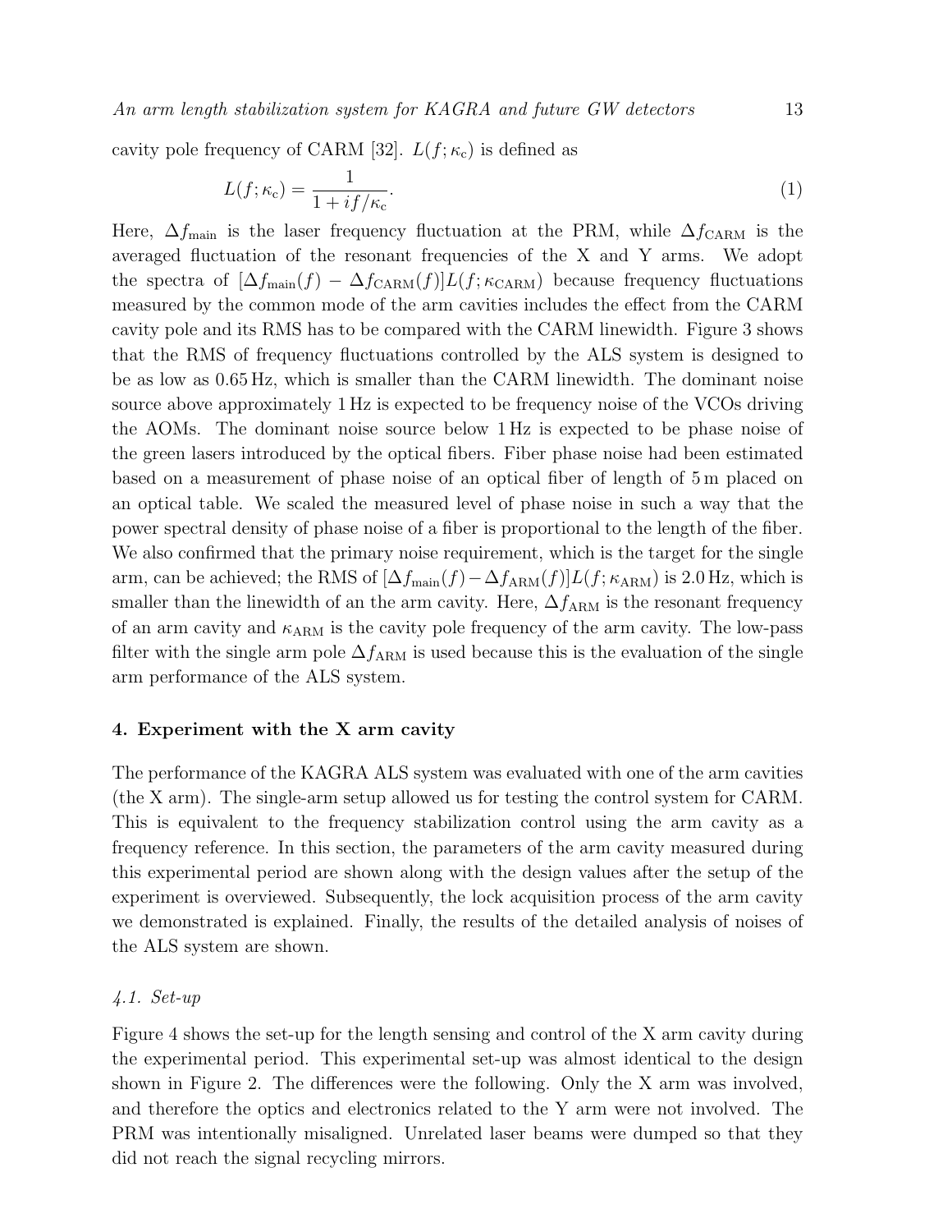cavity pole frequency of CARM [32]. $L(f;\kappa_{\rm c})$ is defined as

$$L(f;\kappa_{\rm c}) = \frac{1}{1+if/\kappa_{\rm c}}. \tag{1}$$

Here, $\Delta f_{\rm main}$ is the laser frequency fluctuation at the PRM, while $\Delta f_{\rm CARM}$ is the averaged fluctuation of the resonant frequencies of the X and Y arms. We adopt the spectra of $[\Delta f_{\rm main}(f) - \Delta f_{\rm CARM}(f)]L(f;\kappa_{\rm CARM})$ because frequency fluctuations measured by the common mode of the arm cavities includes the effect from the CARM cavity pole and its RMS has to be compared with the CARM linewidth. Figure 3 shows that the RMS of frequency fluctuations controlled by the ALS system is designed to be as low as 0.65 Hz, which is smaller than the CARM linewidth. The dominant noise source above approximately 1 Hz is expected to be frequency noise of the VCOs driving the AOMs. The dominant noise source below 1 Hz is expected to be phase noise of the green lasers introduced by the optical fibers. Fiber phase noise had been estimated based on a measurement of phase noise of an optical fiber of length of 5 m placed on an optical table. We scaled the measured level of phase noise in such a way that the power spectral density of phase noise of a fiber is proportional to the length of the fiber. We also confirmed that the primary noise requirement, which is the target for the single arm, can be achieved; the RMS of $[\Delta f_{\rm main}(f) - \Delta f_{\rm ARM}(f)]L(f;\kappa_{\rm ARM})$ is 2.0 Hz, which is smaller than the linewidth of an the arm cavity. Here, $\Delta f_{\rm ARM}$ is the resonant frequency of an arm cavity and $\kappa_{\rm ARM}$ is the cavity pole frequency of the arm cavity. The low-pass filter with the single arm pole $\Delta f_{\rm ARM}$ is used because this is the evaluation of the single arm performance of the ALS system.

## 4. Experiment with the X arm cavity

The performance of the KAGRA ALS system was evaluated with one of the arm cavities (the X arm). The single-arm setup allowed us for testing the control system for CARM. This is equivalent to the frequency stabilization control using the arm cavity as a frequency reference. In this section, the parameters of the arm cavity measured during this experimental period are shown along with the design values after the setup of the experiment is overviewed. Subsequently, the lock acquisition process of the arm cavity we demonstrated is explained. Finally, the results of the detailed analysis of noises of the ALS system are shown.

### *4.1. Set-up*

Figure 4 shows the set-up for the length sensing and control of the X arm cavity during the experimental period. This experimental set-up was almost identical to the design shown in Figure 2. The differences were the following. Only the X arm was involved, and therefore the optics and electronics related to the Y arm were not involved. The PRM was intentionally misaligned. Unrelated laser beams were dumped so that they did not reach the signal recycling mirrors.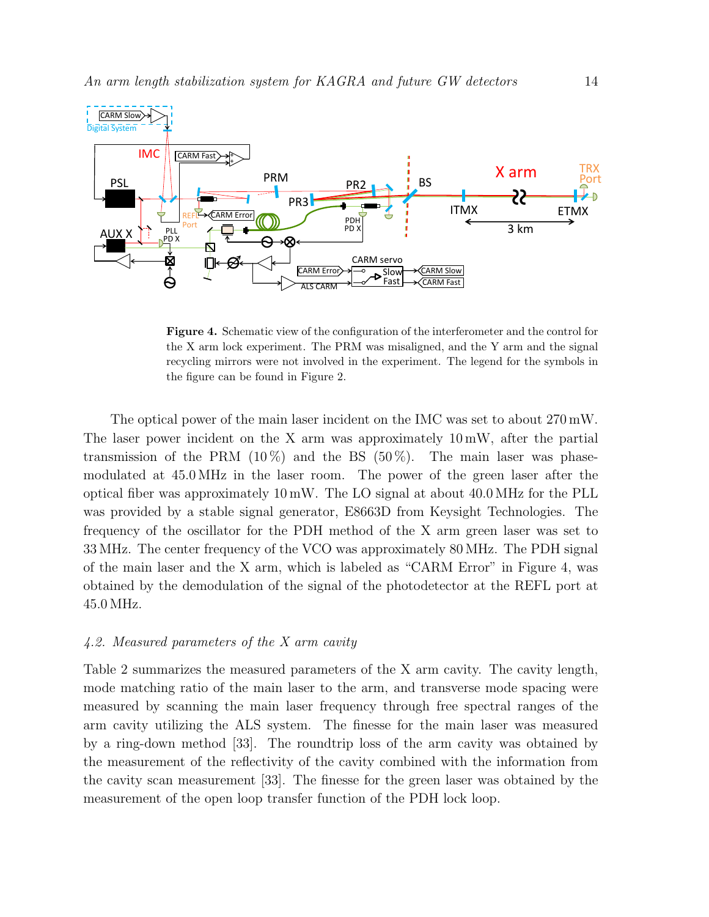**Figure 4.** Schematic view of the configuration of the interferometer and the control for the X arm lock experiment. The PRM was misaligned, and the Y arm and the signal recycling mirrors were not involved in the experiment. The legend for the symbols in the figure can be found in Figure 2.

The optical power of the main laser incident on the IMC was set to about 270 mW. The laser power incident on the X arm was approximately 10 mW, after the partial transmission of the PRM (10 %) and the BS (50 %). The main laser was phase-modulated at 45.0 MHz in the laser room. The power of the green laser after the optical fiber was approximately 10 mW. The LO signal at about 40.0 MHz for the PLL was provided by a stable signal generator, E8663D from Keysight Technologies. The frequency of the oscillator for the PDH method of the X arm green laser was set to 33 MHz. The center frequency of the VCO was approximately 80 MHz. The PDH signal of the main laser and the X arm, which is labeled as "CARM Error" in Figure 4, was obtained by the demodulation of the signal of the photodetector at the REFL port at 45.0 MHz.

### *4.2. Measured parameters of the X arm cavity*

Table 2 summarizes the measured parameters of the X arm cavity. The cavity length, mode matching ratio of the main laser to the arm, and transverse mode spacing were measured by scanning the main laser frequency through free spectral ranges of the arm cavity utilizing the ALS system. The finesse for the main laser was measured by a ring-down method [33]. The roundtrip loss of the arm cavity was obtained by the measurement of the reflectivity of the cavity combined with the information from the cavity scan measurement [33]. The finesse for the green laser was obtained by the measurement of the open loop transfer function of the PDH lock loop.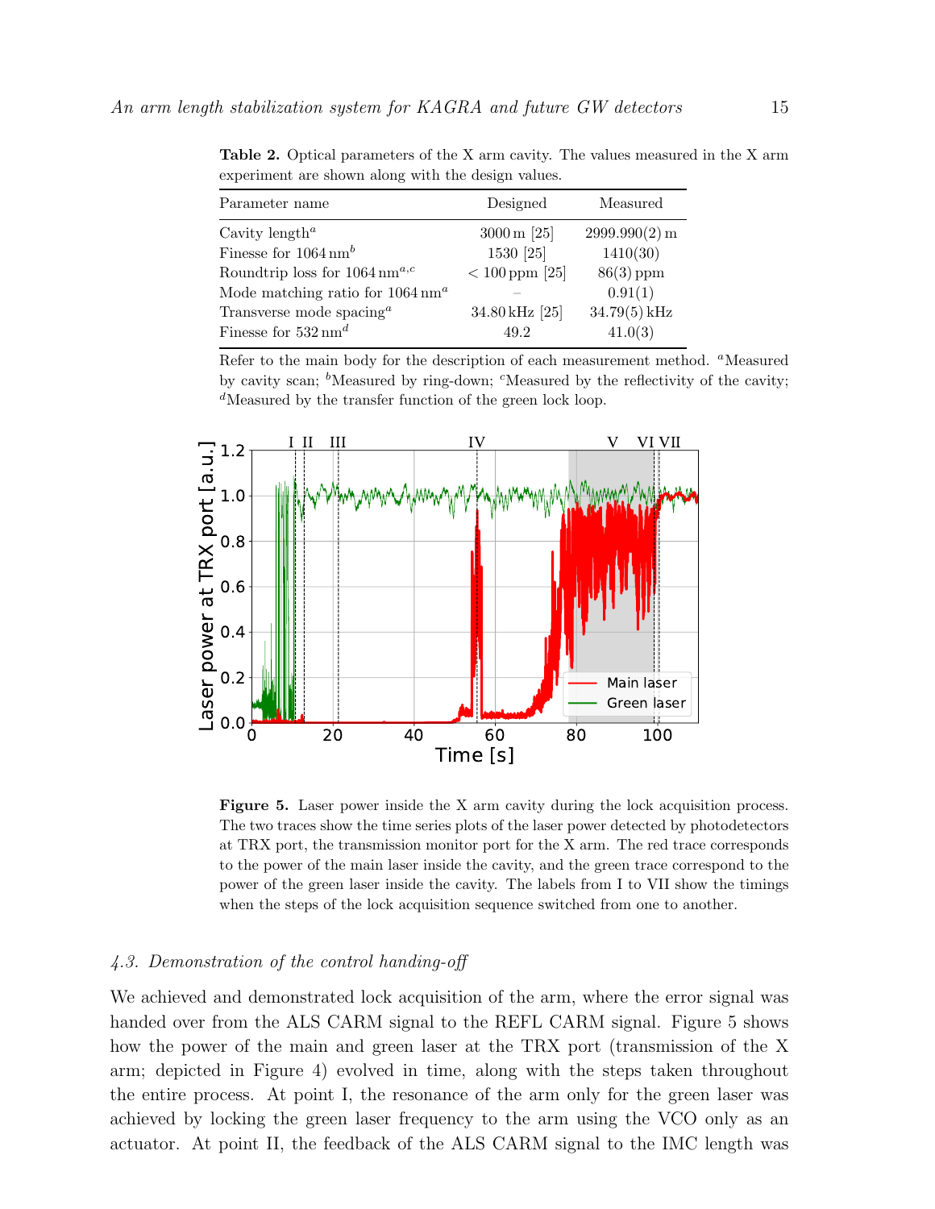**Table 2.** Optical parameters of the X arm cavity. The values measured in the X arm experiment are shown along with the design values.

| Parameter name | Designed | Measured |
|---|---|---|
| Cavity length[a] | 3000 m [25] | 2999.990(2) m |
| Finesse for 1064 nm[b] | 1530 [25] | 1410(30) |
| Roundtrip loss for 1064 nm[a,c] | < 100 ppm [25] | 86(3) ppm |
| Mode matching ratio for 1064 nm[a] | – | 0.91(1) |
| Transverse mode spacing[a] | 34.80 kHz [25] | 34.79(5) kHz |
| Finesse for 532 nm[d] | 49.2 | 41.0(3) |

Refer to the main body for the description of each measurement method. [a]Measured by cavity scan; [b]Measured by ring-down; [c]Measured by the reflectivity of the cavity; [d]Measured by the transfer function of the green lock loop.

**Figure 5.** Laser power inside the X arm cavity during the lock acquisition process. The two traces show the time series plots of the laser power detected by photodetectors at TRX port, the transmission monitor port for the X arm. The red trace corresponds to the power of the main laser inside the cavity, and the green trace correspond to the power of the green laser inside the cavity. The labels from I to VII show the timings when the steps of the lock acquisition sequence switched from one to another.

### *4.3. Demonstration of the control handing-off*

We achieved and demonstrated lock acquisition of the arm, where the error signal was handed over from the ALS CARM signal to the REFL CARM signal. Figure 5 shows how the power of the main and green laser at the TRX port (transmission of the X arm; depicted in Figure 4) evolved in time, along with the steps taken throughout the entire process. At point I, the resonance of the arm only for the green laser was achieved by locking the green laser frequency to the arm using the VCO only as an actuator. At point II, the feedback of the ALS CARM signal to the IMC length was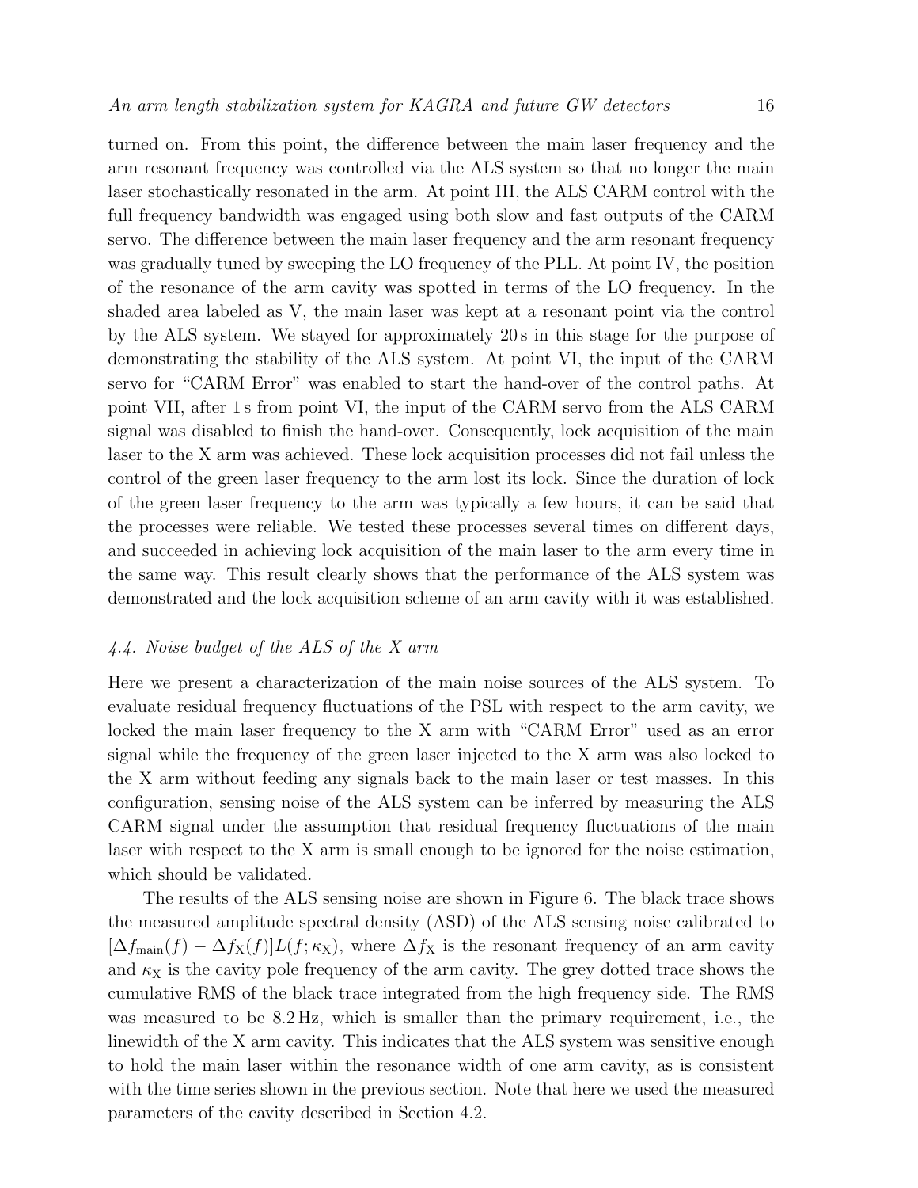turned on. From this point, the difference between the main laser frequency and the arm resonant frequency was controlled via the ALS system so that no longer the main laser stochastically resonated in the arm. At point III, the ALS CARM control with the full frequency bandwidth was engaged using both slow and fast outputs of the CARM servo. The difference between the main laser frequency and the arm resonant frequency was gradually tuned by sweeping the LO frequency of the PLL. At point IV, the position of the resonance of the arm cavity was spotted in terms of the LO frequency. In the shaded area labeled as V, the main laser was kept at a resonant point via the control by the ALS system. We stayed for approximately 20 s in this stage for the purpose of demonstrating the stability of the ALS system. At point VI, the input of the CARM servo for "CARM Error" was enabled to start the hand-over of the control paths. At point VII, after 1 s from point VI, the input of the CARM servo from the ALS CARM signal was disabled to finish the hand-over. Consequently, lock acquisition of the main laser to the X arm was achieved. These lock acquisition processes did not fail unless the control of the green laser frequency to the arm lost its lock. Since the duration of lock of the green laser frequency to the arm was typically a few hours, it can be said that the processes were reliable. We tested these processes several times on different days, and succeeded in achieving lock acquisition of the main laser to the arm every time in the same way. This result clearly shows that the performance of the ALS system was demonstrated and the lock acquisition scheme of an arm cavity with it was established.

### *4.4. Noise budget of the ALS of the X arm*

Here we present a characterization of the main noise sources of the ALS system. To evaluate residual frequency fluctuations of the PSL with respect to the arm cavity, we locked the main laser frequency to the X arm with "CARM Error" used as an error signal while the frequency of the green laser injected to the X arm was also locked to the X arm without feeding any signals back to the main laser or test masses. In this configuration, sensing noise of the ALS system can be inferred by measuring the ALS CARM signal under the assumption that residual frequency fluctuations of the main laser with respect to the X arm is small enough to be ignored for the noise estimation, which should be validated.

The results of the ALS sensing noise are shown in Figure 6. The black trace shows the measured amplitude spectral density (ASD) of the ALS sensing noise calibrated to $[\Delta f_{\mathrm{main}}(f) - \Delta f_{\mathrm{X}}(f)]L(f;\kappa_{\mathrm{X}})$, where $\Delta f_{\mathrm{X}}$ is the resonant frequency of an arm cavity and $\kappa_{\mathrm{X}}$ is the cavity pole frequency of the arm cavity. The grey dotted trace shows the cumulative RMS of the black trace integrated from the high frequency side. The RMS was measured to be 8.2 Hz, which is smaller than the primary requirement, i.e., the linewidth of the X arm cavity. This indicates that the ALS system was sensitive enough to hold the main laser within the resonance width of one arm cavity, as is consistent with the time series shown in the previous section. Note that here we used the measured parameters of the cavity described in Section 4.2.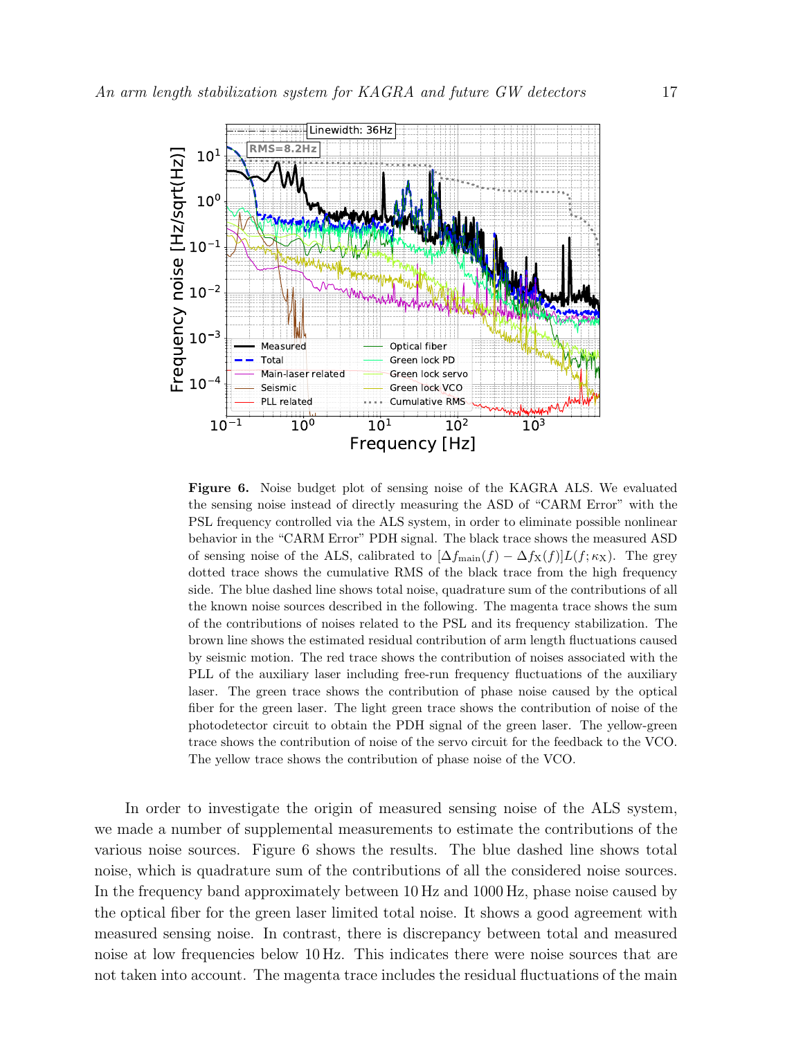**Figure 6.** Noise budget plot of sensing noise of the KAGRA ALS. We evaluated the sensing noise instead of directly measuring the ASD of "CARM Error" with the PSL frequency controlled via the ALS system, in order to eliminate possible nonlinear behavior in the "CARM Error" PDH signal. The black trace shows the measured ASD of sensing noise of the ALS, calibrated to $[\Delta f_{\mathrm{main}}(f) - \Delta f_{\mathrm{X}}(f)]L(f;\kappa_{\mathrm{X}})$. The grey dotted trace shows the cumulative RMS of the black trace from the high frequency side. The blue dashed line shows total noise, quadrature sum of the contributions of all the known noise sources described in the following. The magenta trace shows the sum of the contributions of noises related to the PSL and its frequency stabilization. The brown line shows the estimated residual contribution of arm length fluctuations caused by seismic motion. The red trace shows the contribution of noises associated with the PLL of the auxiliary laser including free-run frequency fluctuations of the auxiliary laser. The green trace shows the contribution of phase noise caused by the optical fiber for the green laser. The light green trace shows the contribution of noise of the photodetector circuit to obtain the PDH signal of the green laser. The yellow-green trace shows the contribution of noise of the servo circuit for the feedback to the VCO. The yellow trace shows the contribution of phase noise of the VCO.

In order to investigate the origin of measured sensing noise of the ALS system, we made a number of supplemental measurements to estimate the contributions of the various noise sources. Figure 6 shows the results. The blue dashed line shows total noise, which is quadrature sum of the contributions of all the considered noise sources. In the frequency band approximately between 10 Hz and 1000 Hz, phase noise caused by the optical fiber for the green laser limited total noise. It shows a good agreement with measured sensing noise. In contrast, there is discrepancy between total and measured noise at low frequencies below 10 Hz. This indicates there were noise sources that are not taken into account. The magenta trace includes the residual fluctuations of the main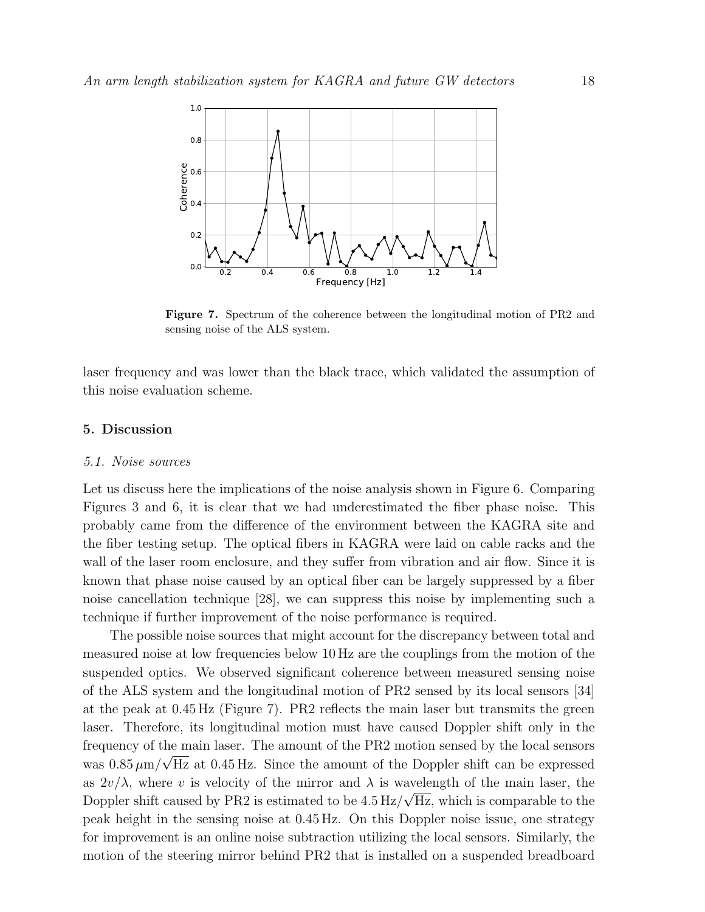Figure 7. Spectrum of the coherence between the longitudinal motion of PR2 and sensing noise of the ALS system.

laser frequency and was lower than the black trace, which validated the assumption of this noise evaluation scheme.

## 5. Discussion

### *5.1. Noise sources*

Let us discuss here the implications of the noise analysis shown in Figure 6. Comparing Figures 3 and 6, it is clear that we had underestimated the fiber phase noise. This probably came from the difference of the environment between the KAGRA site and the fiber testing setup. The optical fibers in KAGRA were laid on cable racks and the wall of the laser room enclosure, and they suffer from vibration and air flow. Since it is known that phase noise caused by an optical fiber can be largely suppressed by a fiber noise cancellation technique [28], we can suppress this noise by implementing such a technique if further improvement of the noise performance is required.

The possible noise sources that might account for the discrepancy between total and measured noise at low frequencies below 10 Hz are the couplings from the motion of the suspended optics. We observed significant coherence between measured sensing noise of the ALS system and the longitudinal motion of PR2 sensed by its local sensors [34] at the peak at 0.45 Hz (Figure 7). PR2 reflects the main laser but transmits the green laser. Therefore, its longitudinal motion must have caused Doppler shift only in the frequency of the main laser. The amount of the PR2 motion sensed by the local sensors was $0.85\,\mu\mathrm{m}/\sqrt{\mathrm{Hz}}$ at 0.45 Hz. Since the amount of the Doppler shift can be expressed as $2v/\lambda$, where $v$ is velocity of the mirror and $\lambda$ is wavelength of the main laser, the Doppler shift caused by PR2 is estimated to be $4.5\,\mathrm{Hz}/\sqrt{\mathrm{Hz}}$, which is comparable to the peak height in the sensing noise at 0.45 Hz. On this Doppler noise issue, one strategy for improvement is an online noise subtraction utilizing the local sensors. Similarly, the motion of the steering mirror behind PR2 that is installed on a suspended breadboard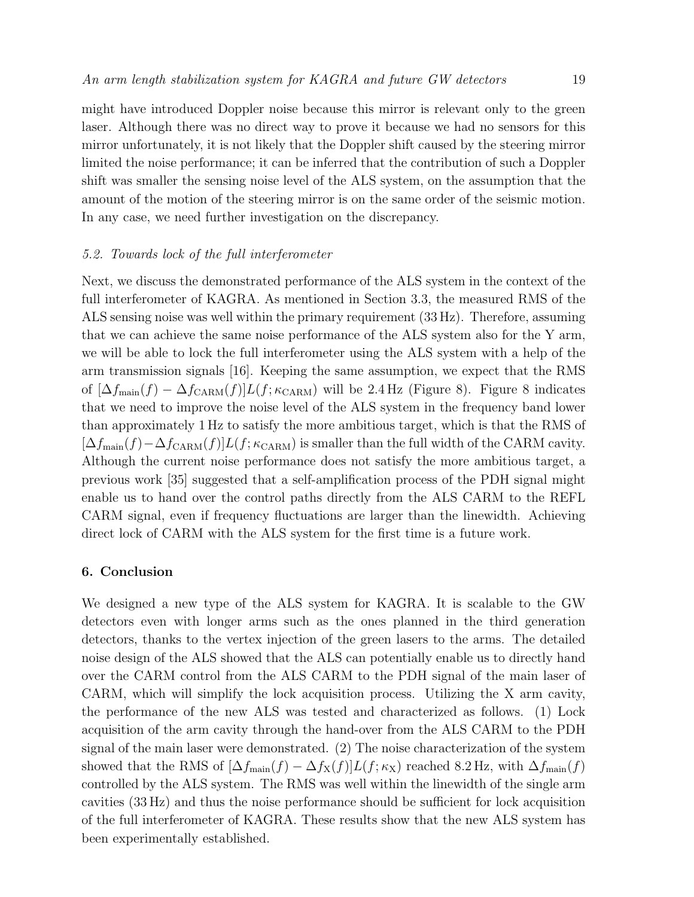might have introduced Doppler noise because this mirror is relevant only to the green laser. Although there was no direct way to prove it because we had no sensors for this mirror unfortunately, it is not likely that the Doppler shift caused by the steering mirror limited the noise performance; it can be inferred that the contribution of such a Doppler shift was smaller the sensing noise level of the ALS system, on the assumption that the amount of the motion of the steering mirror is on the same order of the seismic motion. In any case, we need further investigation on the discrepancy.

### *5.2. Towards lock of the full interferometer*

Next, we discuss the demonstrated performance of the ALS system in the context of the full interferometer of KAGRA. As mentioned in Section 3.3, the measured RMS of the ALS sensing noise was well within the primary requirement (33 Hz). Therefore, assuming that we can achieve the same noise performance of the ALS system also for the Y arm, we will be able to lock the full interferometer using the ALS system with a help of the arm transmission signals [16]. Keeping the same assumption, we expect that the RMS of $[\Delta f_{\rm main}(f) - \Delta f_{\rm CARM}(f)]L(f;\kappa_{\rm CARM})$ will be 2.4 Hz (Figure 8). Figure 8 indicates that we need to improve the noise level of the ALS system in the frequency band lower than approximately 1 Hz to satisfy the more ambitious target, which is that the RMS of $[\Delta f_{\rm main}(f) - \Delta f_{\rm CARM}(f)]L(f;\kappa_{\rm CARM})$ is smaller than the full width of the CARM cavity. Although the current noise performance does not satisfy the more ambitious target, a previous work [35] suggested that a self-amplification process of the PDH signal might enable us to hand over the control paths directly from the ALS CARM to the REFL CARM signal, even if frequency fluctuations are larger than the linewidth. Achieving direct lock of CARM with the ALS system for the first time is a future work.

## 6. Conclusion

We designed a new type of the ALS system for KAGRA. It is scalable to the GW detectors even with longer arms such as the ones planned in the third generation detectors, thanks to the vertex injection of the green lasers to the arms. The detailed noise design of the ALS showed that the ALS can potentially enable us to directly hand over the CARM control from the ALS CARM to the PDH signal of the main laser of CARM, which will simplify the lock acquisition process. Utilizing the X arm cavity, the performance of the new ALS was tested and characterized as follows. (1) Lock acquisition of the arm cavity through the hand-over from the ALS CARM to the PDH signal of the main laser were demonstrated. (2) The noise characterization of the system showed that the RMS of $[\Delta f_{\rm main}(f) - \Delta f_{\rm X}(f)]L(f;\kappa_{\rm X})$ reached 8.2 Hz, with $\Delta f_{\rm main}(f)$ controlled by the ALS system. The RMS was well within the linewidth of the single arm cavities (33 Hz) and thus the noise performance should be sufficient for lock acquisition of the full interferometer of KAGRA. These results show that the new ALS system has been experimentally established.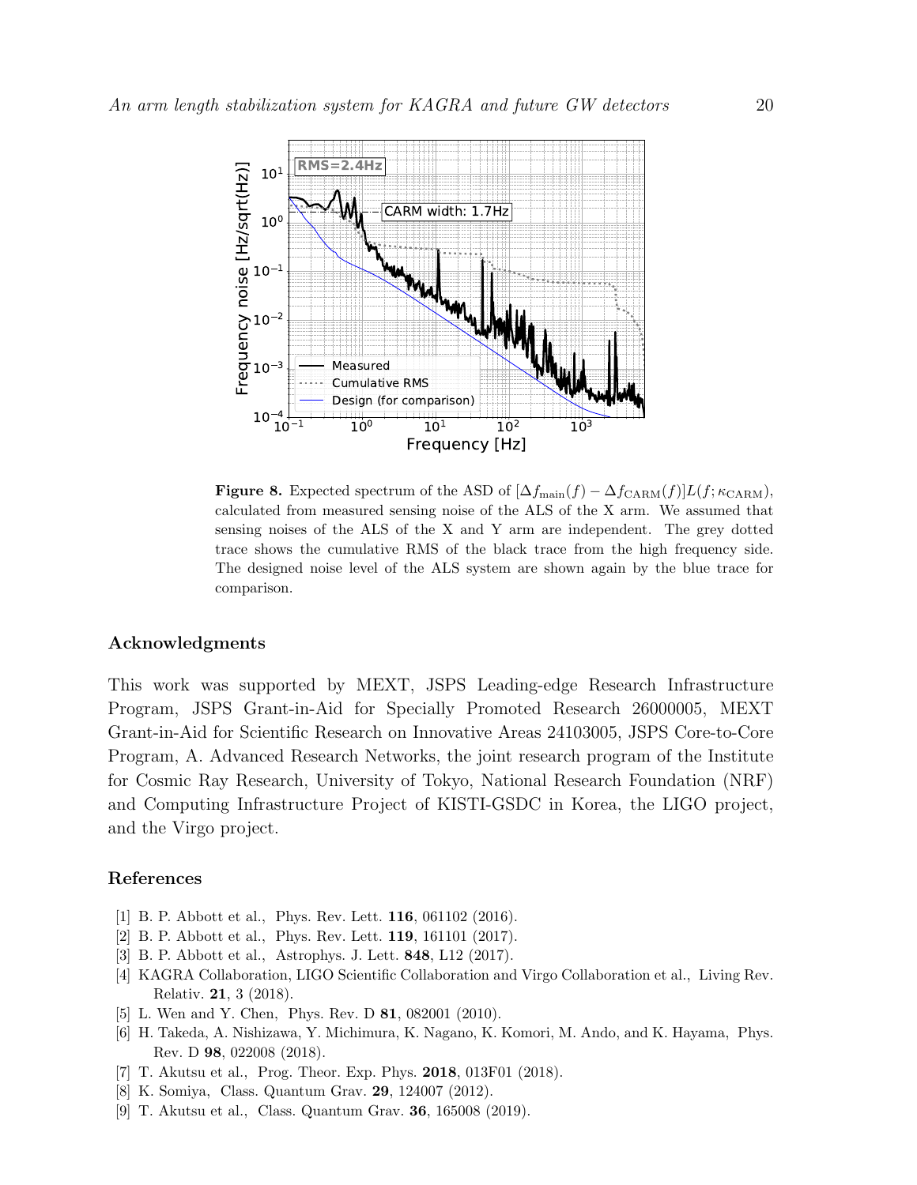**Figure 8.** Expected spectrum of the ASD of $[\Delta f_{\rm main}(f) - \Delta f_{\rm CARM}(f)]L(f;\kappa_{\rm CARM})$, calculated from measured sensing noise of the ALS of the X arm. We assumed that sensing noises of the ALS of the X and Y arm are independent. The grey dotted trace shows the cumulative RMS of the black trace from the high frequency side. The designed noise level of the ALS system are shown again by the blue trace for comparison.

## Acknowledgments

This work was supported by MEXT, JSPS Leading-edge Research Infrastructure Program, JSPS Grant-in-Aid for Specially Promoted Research 26000005, MEXT Grant-in-Aid for Scientific Research on Innovative Areas 24103005, JSPS Core-to-Core Program, A. Advanced Research Networks, the joint research program of the Institute for Cosmic Ray Research, University of Tokyo, National Research Foundation (NRF) and Computing Infrastructure Project of KISTI-GSDC in Korea, the LIGO project, and the Virgo project.

## References

[1] B. P. Abbott et al., Phys. Rev. Lett. **116**, 061102 (2016).
[2] B. P. Abbott et al., Phys. Rev. Lett. **119**, 161101 (2017).
[3] B. P. Abbott et al., Astrophys. J. Lett. **848**, L12 (2017).
[4] KAGRA Collaboration, LIGO Scientific Collaboration and Virgo Collaboration et al., Living Rev. Relativ. **21**, 3 (2018).
[5] L. Wen and Y. Chen, Phys. Rev. D **81**, 082001 (2010).
[6] H. Takeda, A. Nishizawa, Y. Michimura, K. Nagano, K. Komori, M. Ando, and K. Hayama, Phys. Rev. D **98**, 022008 (2018).
[7] T. Akutsu et al., Prog. Theor. Exp. Phys. **2018**, 013F01 (2018).
[8] K. Somiya, Class. Quantum Grav. **29**, 124007 (2012).
[9] T. Akutsu et al., Class. Quantum Grav. **36**, 165008 (2019).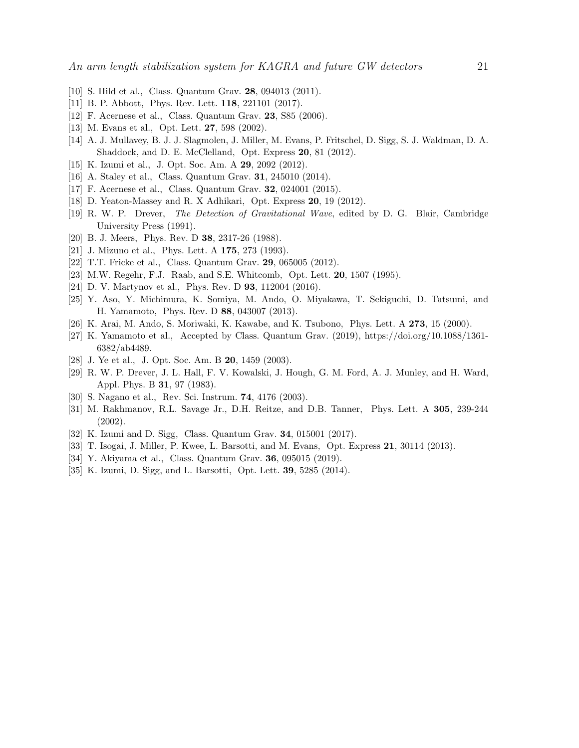[10] S. Hild et al., Class. Quantum Grav. **28**, 094013 (2011).

[11] B. P. Abbott, Phys. Rev. Lett. **118**, 221101 (2017).

[12] F. Acernese et al., Class. Quantum Grav. **23**, S85 (2006).

[13] M. Evans et al., Opt. Lett. **27**, 598 (2002).

[14] A. J. Mullavey, B. J. J. Slagmolen, J. Miller, M. Evans, P. Fritschel, D. Sigg, S. J. Waldman, D. A. Shaddock, and D. E. McClelland, Opt. Express **20**, 81 (2012).

[15] K. Izumi et al., J. Opt. Soc. Am. A **29**, 2092 (2012).

[16] A. Staley et al., Class. Quantum Grav. **31**, 245010 (2014).

[17] F. Acernese et al., Class. Quantum Grav. **32**, 024001 (2015).

[18] D. Yeaton-Massey and R. X Adhikari, Opt. Express **20**, 19 (2012).

[19] R. W. P. Drever, *The Detection of Gravitational Wave*, edited by D. G. Blair, Cambridge University Press (1991).

[20] B. J. Meers, Phys. Rev. D **38**, 2317-26 (1988).

[21] J. Mizuno et al., Phys. Lett. A **175**, 273 (1993).

[22] T.T. Fricke et al., Class. Quantum Grav. **29**, 065005 (2012).

[23] M.W. Regehr, F.J. Raab, and S.E. Whitcomb, Opt. Lett. **20**, 1507 (1995).

[24] D. V. Martynov et al., Phys. Rev. D **93**, 112004 (2016).

[25] Y. Aso, Y. Michimura, K. Somiya, M. Ando, O. Miyakawa, T. Sekiguchi, D. Tatsumi, and H. Yamamoto, Phys. Rev. D **88**, 043007 (2013).

[26] K. Arai, M. Ando, S. Moriwaki, K. Kawabe, and K. Tsubono, Phys. Lett. A **273**, 15 (2000).

[27] K. Yamamoto et al., Accepted by Class. Quantum Grav. (2019), https://doi.org/10.1088/1361-6382/ab4489.

[28] J. Ye et al., J. Opt. Soc. Am. B **20**, 1459 (2003).

[29] R. W. P. Drever, J. L. Hall, F. V. Kowalski, J. Hough, G. M. Ford, A. J. Munley, and H. Ward, Appl. Phys. B **31**, 97 (1983).

[30] S. Nagano et al., Rev. Sci. Instrum. **74**, 4176 (2003).

[31] M. Rakhmanov, R.L. Savage Jr., D.H. Reitze, and D.B. Tanner, Phys. Lett. A **305**, 239-244 (2002).

[32] K. Izumi and D. Sigg, Class. Quantum Grav. **34**, 015001 (2017).

[33] T. Isogai, J. Miller, P. Kwee, L. Barsotti, and M. Evans, Opt. Express **21**, 30114 (2013).

[34] Y. Akiyama et al., Class. Quantum Grav. **36**, 095015 (2019).

[35] K. Izumi, D. Sigg, and L. Barsotti, Opt. Lett. **39**, 5285 (2014).